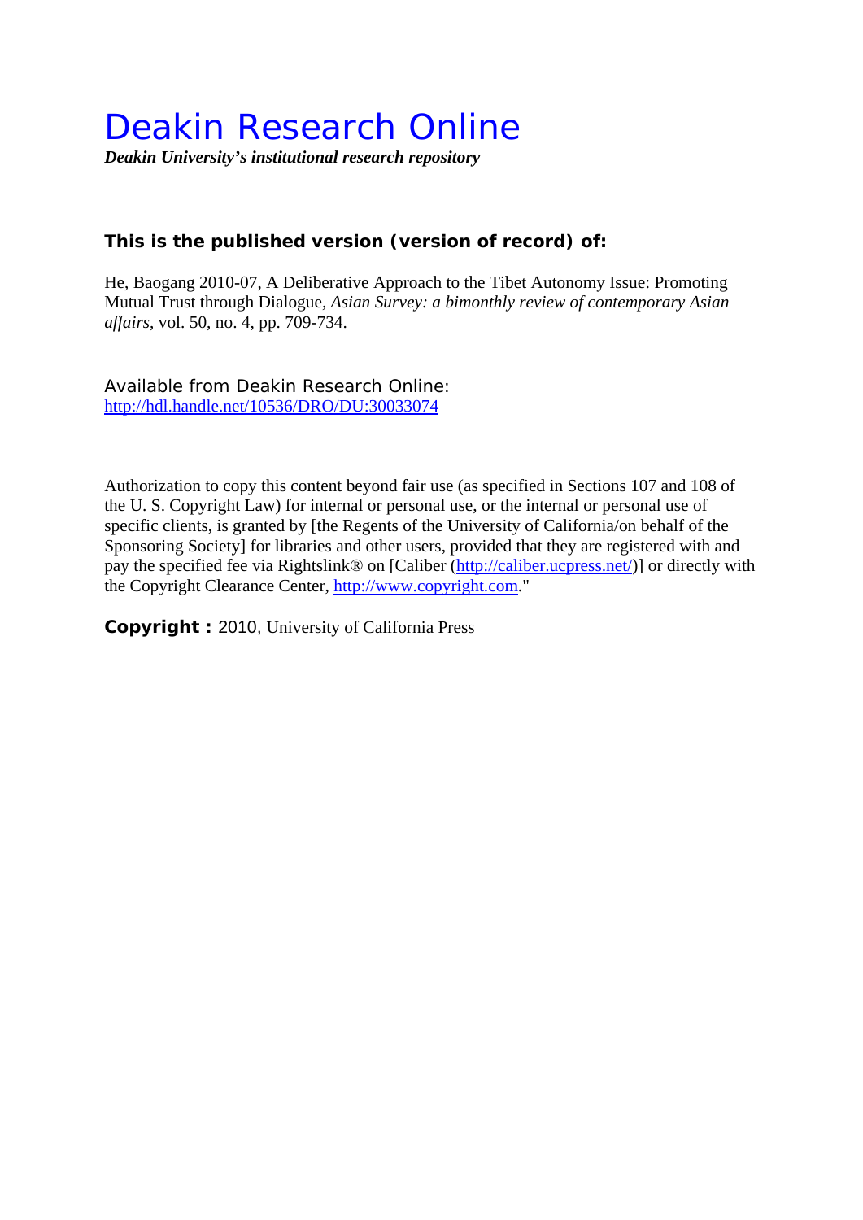# Deakin Research Online

***Deakin University's institutional research repository***

**This is the published version (version of record) of:**

He, Baogang 2010-07, A Deliberative Approach to the Tibet Autonomy Issue: Promoting Mutual Trust through Dialogue, *Asian Survey: a bimonthly review of contemporary Asian affairs*, vol. 50, no. 4, pp. 709-734.

Available from Deakin Research Online:
http://hdl.handle.net/10536/DRO/DU:30033074

Authorization to copy this content beyond fair use (as specified in Sections 107 and 108 of the U. S. Copyright Law) for internal or personal use, or the internal or personal use of specific clients, is granted by [the Regents of the University of California/on behalf of the Sponsoring Society] for libraries and other users, provided that they are registered with and pay the specified fee via Rightslink® on [Caliber (http://caliber.ucpress.net/)] or directly with the Copyright Clearance Center, http://www.copyright.com."

**Copyright :** 2010, University of California Press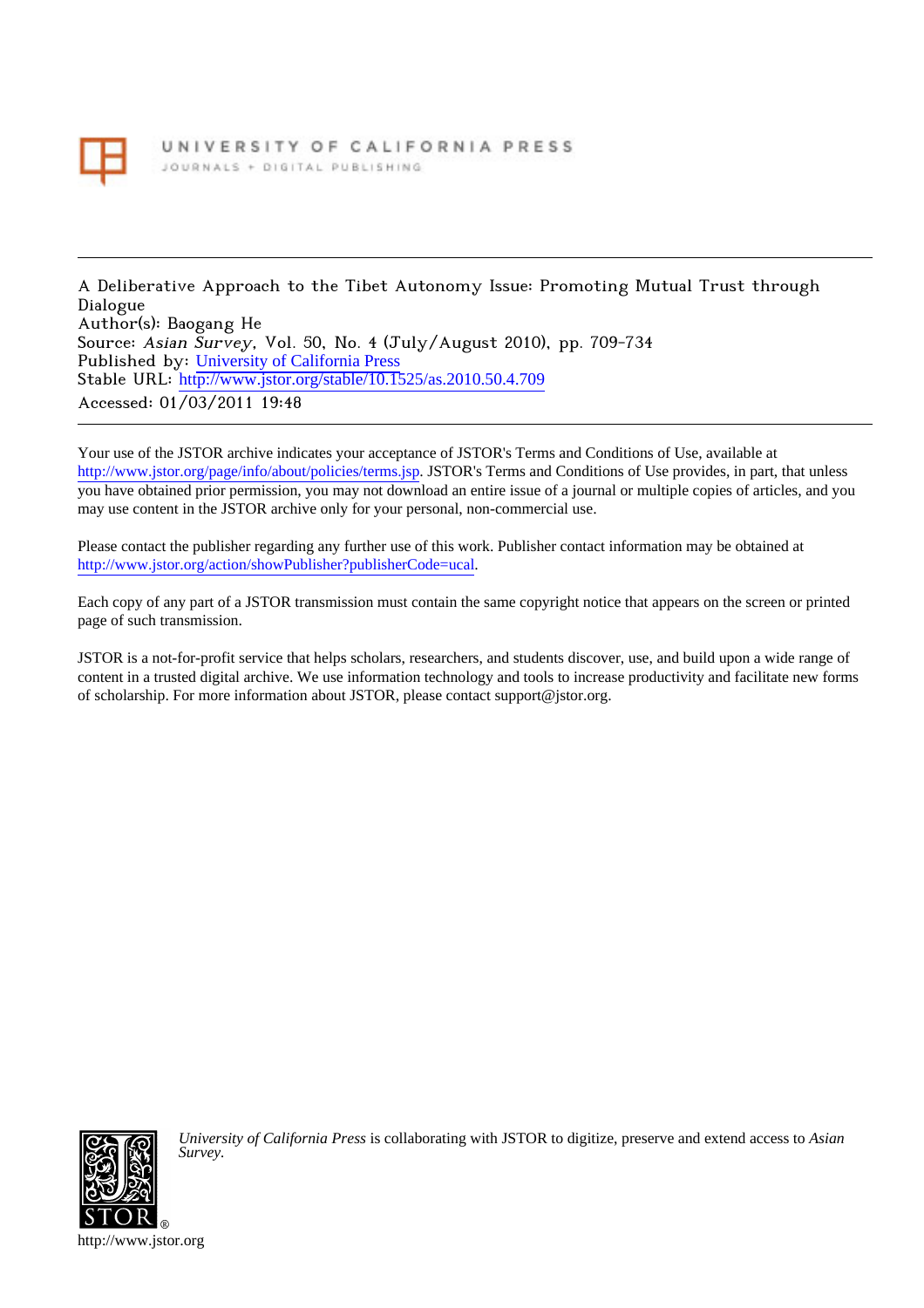UNIVERSITY OF CALIFORNIA PRESS
JOURNALS + DIGITAL PUBLISHING

---

A Deliberative Approach to the Tibet Autonomy Issue: Promoting Mutual Trust through Dialogue
Author(s): Baogang He
Source: *Asian Survey*, Vol. 50, No. 4 (July/August 2010), pp. 709-734
Published by: University of California Press
Stable URL: http://www.jstor.org/stable/10.1525/as.2010.50.4.709
Accessed: 01/03/2011 19:48

---

Your use of the JSTOR archive indicates your acceptance of JSTOR's Terms and Conditions of Use, available at http://www.jstor.org/page/info/about/policies/terms.jsp. JSTOR's Terms and Conditions of Use provides, in part, that unless you have obtained prior permission, you may not download an entire issue of a journal or multiple copies of articles, and you may use content in the JSTOR archive only for your personal, non-commercial use.

Please contact the publisher regarding any further use of this work. Publisher contact information may be obtained at http://www.jstor.org/action/showPublisher?publisherCode=ucal.

Each copy of any part of a JSTOR transmission must contain the same copyright notice that appears on the screen or printed page of such transmission.

JSTOR is a not-for-profit service that helps scholars, researchers, and students discover, use, and build upon a wide range of content in a trusted digital archive. We use information technology and tools to increase productivity and facilitate new forms of scholarship. For more information about JSTOR, please contact support@jstor.org.

*University of California Press* is collaborating with JSTOR to digitize, preserve and extend access to *Asian Survey.*

http://www.jstor.org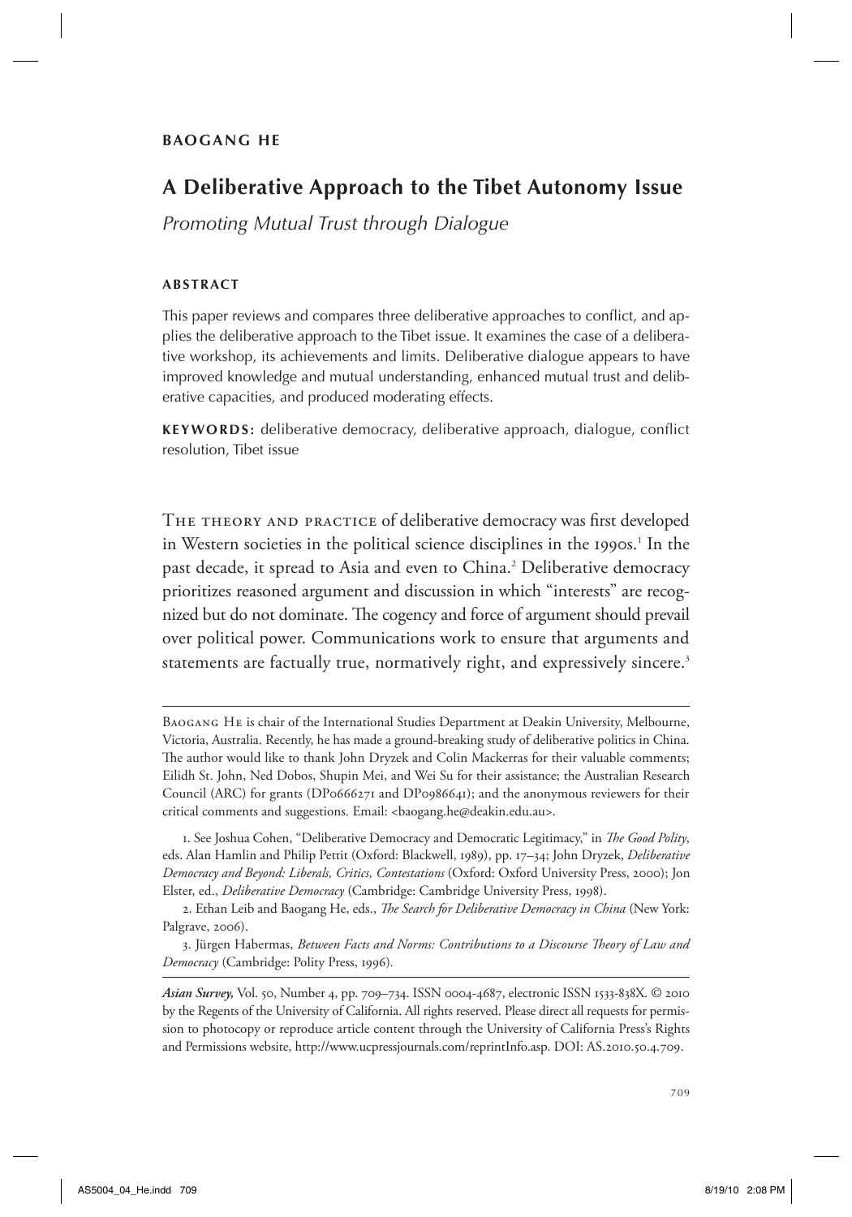**BAOGANG HE**

# A Deliberative Approach to the Tibet Autonomy Issue

*Promoting Mutual Trust through Dialogue*

## ABSTRACT

This paper reviews and compares three deliberative approaches to conflict, and applies the deliberative approach to the Tibet issue. It examines the case of a deliberative workshop, its achievements and limits. Deliberative dialogue appears to have improved knowledge and mutual understanding, enhanced mutual trust and deliberative capacities, and produced moderating effects.

**KEYWORDS:** deliberative democracy, deliberative approach, dialogue, conflict resolution, Tibet issue

THE THEORY AND PRACTICE of deliberative democracy was first developed in Western societies in the political science disciplines in the 1990s.[1] In the past decade, it spread to Asia and even to China.[2] Deliberative democracy prioritizes reasoned argument and discussion in which "interests" are recognized but do not dominate. The cogency and force of argument should prevail over political power. Communications work to ensure that arguments and statements are factually true, normatively right, and expressively sincere.[3]

---

BAOGANG HE is chair of the International Studies Department at Deakin University, Melbourne, Victoria, Australia. Recently, he has made a ground-breaking study of deliberative politics in China. The author would like to thank John Dryzek and Colin Mackerras for their valuable comments; Eilidh St. John, Ned Dobos, Shupin Mei, and Wei Su for their assistance; the Australian Research Council (ARC) for grants (DP0666271 and DP0986641); and the anonymous reviewers for their critical comments and suggestions. Email: <baogang.he@deakin.edu.au>.

1. See Joshua Cohen, "Deliberative Democracy and Democratic Legitimacy," in *The Good Polity*, eds. Alan Hamlin and Philip Pettit (Oxford: Blackwell, 1989), pp. 17–34; John Dryzek, *Deliberative Democracy and Beyond: Liberals, Critics, Contestations* (Oxford: Oxford University Press, 2000); Jon Elster, ed., *Deliberative Democracy* (Cambridge: Cambridge University Press, 1998).

2. Ethan Leib and Baogang He, eds., *The Search for Deliberative Democracy in China* (New York: Palgrave, 2006).

3. Jürgen Habermas, *Between Facts and Norms: Contributions to a Discourse Theory of Law and Democracy* (Cambridge: Polity Press, 1996).

---

*Asian Survey*, Vol. 50, Number 4, pp. 709–734. ISSN 0004-4687, electronic ISSN 1533-838X. © 2010 by the Regents of the University of California. All rights reserved. Please direct all requests for permission to photocopy or reproduce article content through the University of California Press's Rights and Permissions website, http://www.ucpressjournals.com/reprintInfo.asp. DOI: AS.2010.50.4.709.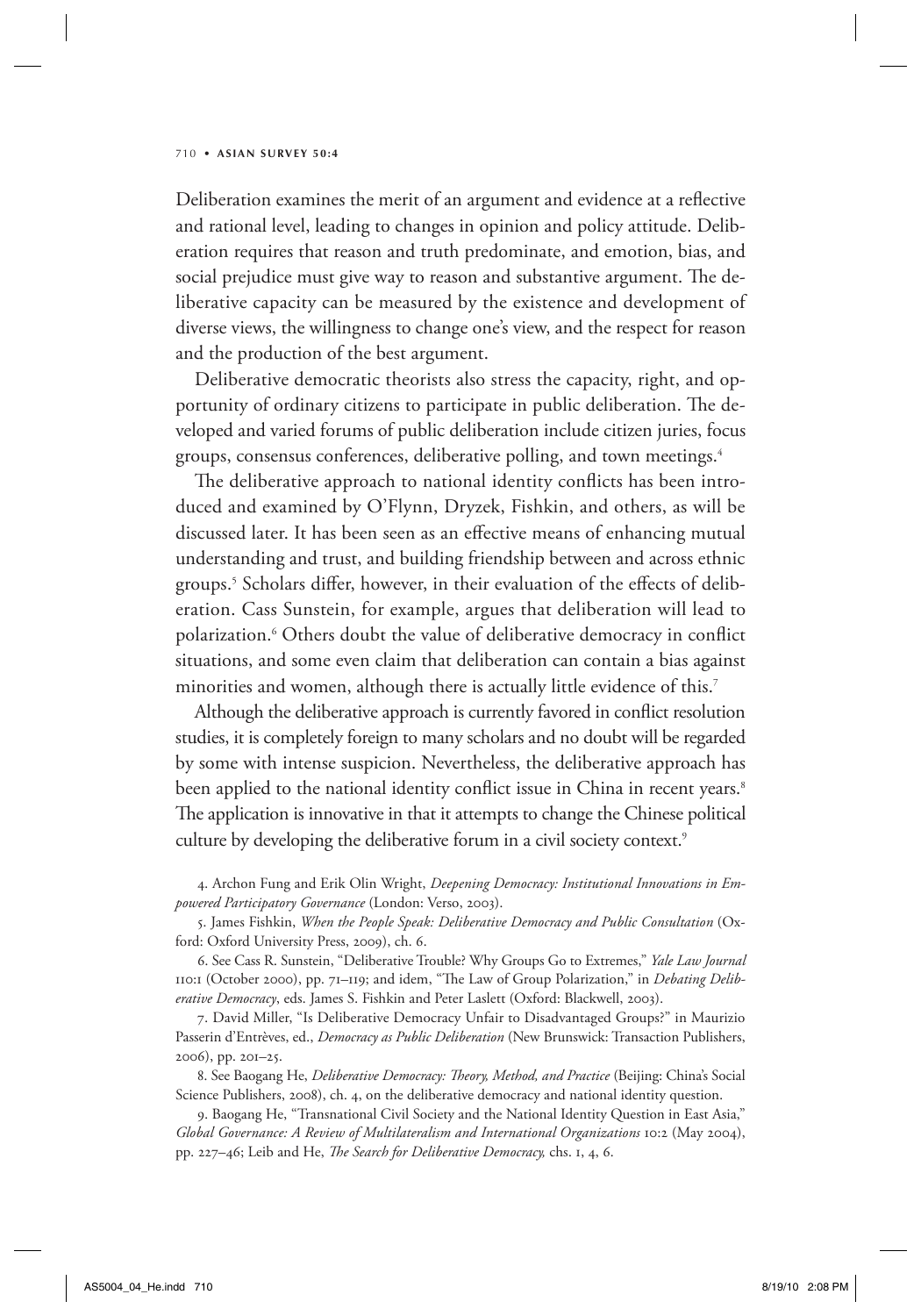Deliberation examines the merit of an argument and evidence at a reflective and rational level, leading to changes in opinion and policy attitude. Deliberation requires that reason and truth predominate, and emotion, bias, and social prejudice must give way to reason and substantive argument. The deliberative capacity can be measured by the existence and development of diverse views, the willingness to change one's view, and the respect for reason and the production of the best argument.

Deliberative democratic theorists also stress the capacity, right, and opportunity of ordinary citizens to participate in public deliberation. The developed and varied forums of public deliberation include citizen juries, focus groups, consensus conferences, deliberative polling, and town meetings.[4]

The deliberative approach to national identity conflicts has been introduced and examined by O'Flynn, Dryzek, Fishkin, and others, as will be discussed later. It has been seen as an effective means of enhancing mutual understanding and trust, and building friendship between and across ethnic groups.[5] Scholars differ, however, in their evaluation of the effects of deliberation. Cass Sunstein, for example, argues that deliberation will lead to polarization.[6] Others doubt the value of deliberative democracy in conflict situations, and some even claim that deliberation can contain a bias against minorities and women, although there is actually little evidence of this.[7]

Although the deliberative approach is currently favored in conflict resolution studies, it is completely foreign to many scholars and no doubt will be regarded by some with intense suspicion. Nevertheless, the deliberative approach has been applied to the national identity conflict issue in China in recent years.[8] The application is innovative in that it attempts to change the Chinese political culture by developing the deliberative forum in a civil society context.[9]

4. Archon Fung and Erik Olin Wright, *Deepening Democracy: Institutional Innovations in Empowered Participatory Governance* (London: Verso, 2003).

5. James Fishkin, *When the People Speak: Deliberative Democracy and Public Consultation* (Oxford: Oxford University Press, 2009), ch. 6.

6. See Cass R. Sunstein, "Deliberative Trouble? Why Groups Go to Extremes," *Yale Law Journal* 110:1 (October 2000), pp. 71–119; and idem, "The Law of Group Polarization," in *Debating Deliberative Democracy*, eds. James S. Fishkin and Peter Laslett (Oxford: Blackwell, 2003).

7. David Miller, "Is Deliberative Democracy Unfair to Disadvantaged Groups?" in Maurizio Passerin d'Entrèves, ed., *Democracy as Public Deliberation* (New Brunswick: Transaction Publishers, 2006), pp. 201–25.

8. See Baogang He, *Deliberative Democracy: Theory, Method, and Practice* (Beijing: China's Social Science Publishers, 2008), ch. 4, on the deliberative democracy and national identity question.

9. Baogang He, "Transnational Civil Society and the National Identity Question in East Asia," *Global Governance: A Review of Multilateralism and International Organizations* 10:2 (May 2004), pp. 227–46; Leib and He, *The Search for Deliberative Democracy,* chs. 1, 4, 6.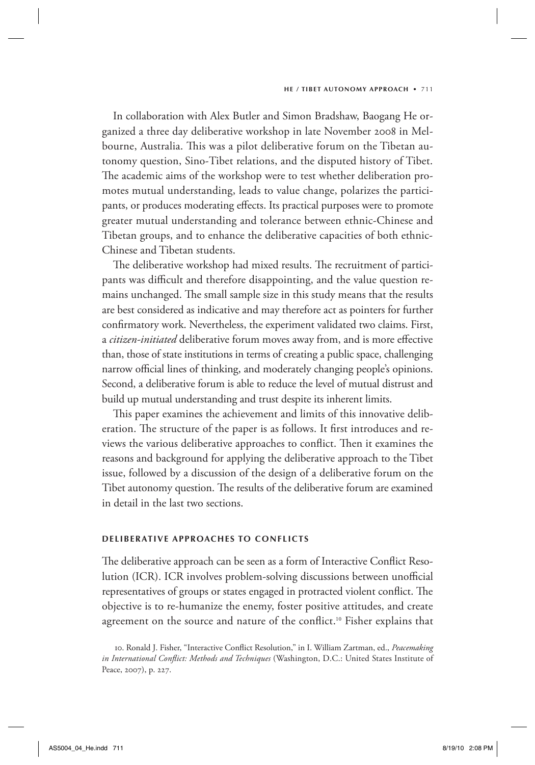In collaboration with Alex Butler and Simon Bradshaw, Baogang He organized a three day deliberative workshop in late November 2008 in Melbourne, Australia. This was a pilot deliberative forum on the Tibetan autonomy question, Sino-Tibet relations, and the disputed history of Tibet. The academic aims of the workshop were to test whether deliberation promotes mutual understanding, leads to value change, polarizes the participants, or produces moderating effects. Its practical purposes were to promote greater mutual understanding and tolerance between ethnic-Chinese and Tibetan groups, and to enhance the deliberative capacities of both ethnic-Chinese and Tibetan students.

The deliberative workshop had mixed results. The recruitment of participants was difficult and therefore disappointing, and the value question remains unchanged. The small sample size in this study means that the results are best considered as indicative and may therefore act as pointers for further confirmatory work. Nevertheless, the experiment validated two claims. First, a *citizen-initiated* deliberative forum moves away from, and is more effective than, those of state institutions in terms of creating a public space, challenging narrow official lines of thinking, and moderately changing people's opinions. Second, a deliberative forum is able to reduce the level of mutual distrust and build up mutual understanding and trust despite its inherent limits.

This paper examines the achievement and limits of this innovative deliberation. The structure of the paper is as follows. It first introduces and reviews the various deliberative approaches to conflict. Then it examines the reasons and background for applying the deliberative approach to the Tibet issue, followed by a discussion of the design of a deliberative forum on the Tibet autonomy question. The results of the deliberative forum are examined in detail in the last two sections.

## DELIBERATIVE APPROACHES TO CONFLICTS

The deliberative approach can be seen as a form of Interactive Conflict Resolution (ICR). ICR involves problem-solving discussions between unofficial representatives of groups or states engaged in protracted violent conflict. The objective is to re-humanize the enemy, foster positive attitudes, and create agreement on the source and nature of the conflict.[10] Fisher explains that

10. Ronald J. Fisher, "Interactive Conflict Resolution," in I. William Zartman, ed., *Peacemaking in International Conflict: Methods and Techniques* (Washington, D.C.: United States Institute of Peace, 2007), p. 227.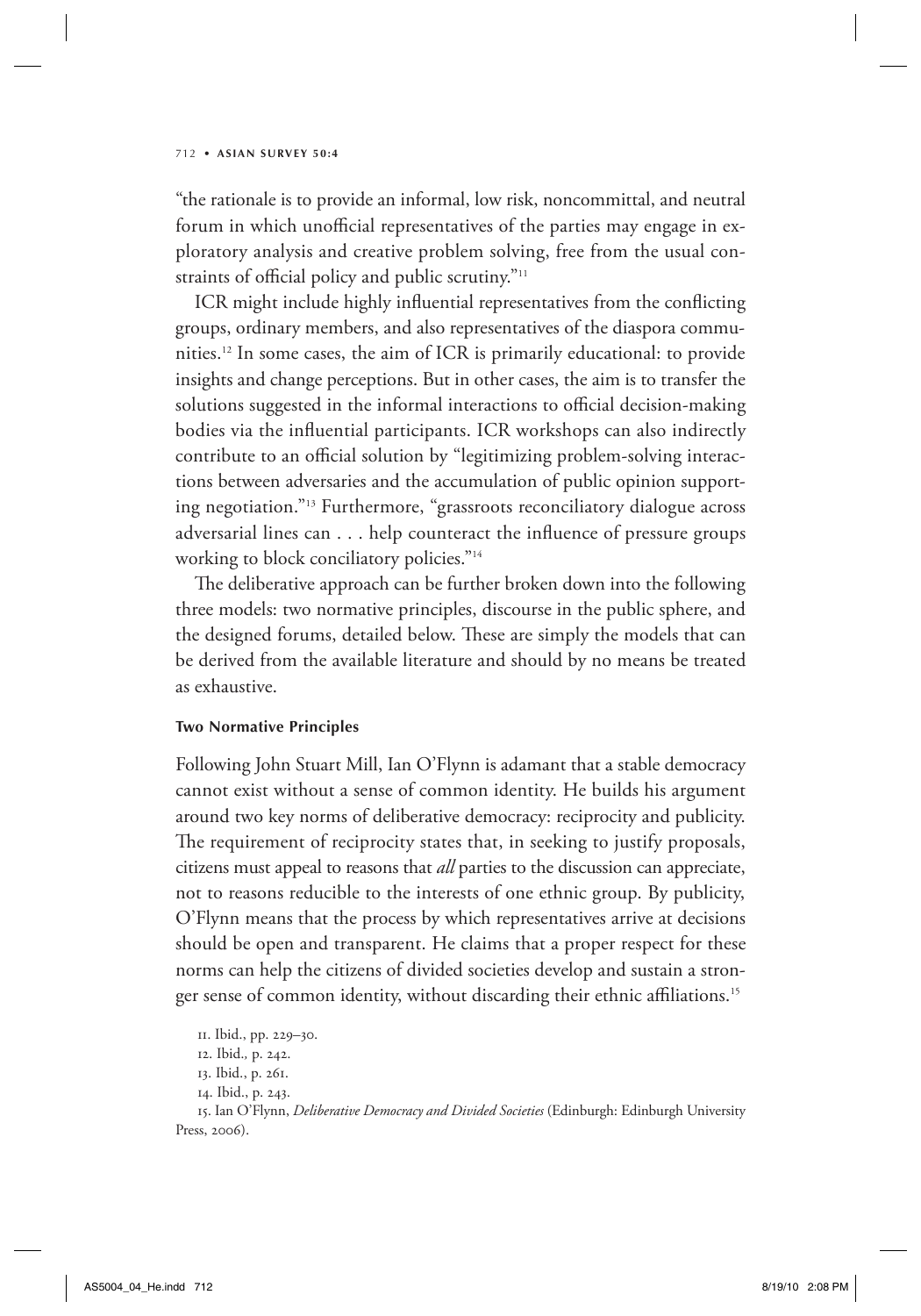"the rationale is to provide an informal, low risk, noncommittal, and neutral forum in which unofficial representatives of the parties may engage in exploratory analysis and creative problem solving, free from the usual constraints of official policy and public scrutiny."[11]

ICR might include highly influential representatives from the conflicting groups, ordinary members, and also representatives of the diaspora communities.[12] In some cases, the aim of ICR is primarily educational: to provide insights and change perceptions. But in other cases, the aim is to transfer the solutions suggested in the informal interactions to official decision-making bodies via the influential participants. ICR workshops can also indirectly contribute to an official solution by "legitimizing problem-solving interactions between adversaries and the accumulation of public opinion supporting negotiation."[13] Furthermore, "grassroots reconciliatory dialogue across adversarial lines can . . . help counteract the influence of pressure groups working to block conciliatory policies."[14]

The deliberative approach can be further broken down into the following three models: two normative principles, discourse in the public sphere, and the designed forums, detailed below. These are simply the models that can be derived from the available literature and should by no means be treated as exhaustive.

#### Two Normative Principles

Following John Stuart Mill, Ian O'Flynn is adamant that a stable democracy cannot exist without a sense of common identity. He builds his argument around two key norms of deliberative democracy: reciprocity and publicity. The requirement of reciprocity states that, in seeking to justify proposals, citizens must appeal to reasons that *all* parties to the discussion can appreciate, not to reasons reducible to the interests of one ethnic group. By publicity, O'Flynn means that the process by which representatives arrive at decisions should be open and transparent. He claims that a proper respect for these norms can help the citizens of divided societies develop and sustain a stronger sense of common identity, without discarding their ethnic affiliations.[15]

11. Ibid., pp. 229–30.
12. Ibid., p. 242.
13. Ibid., p. 261.
14. Ibid., p. 243.
15. Ian O'Flynn, *Deliberative Democracy and Divided Societies* (Edinburgh: Edinburgh University Press, 2006).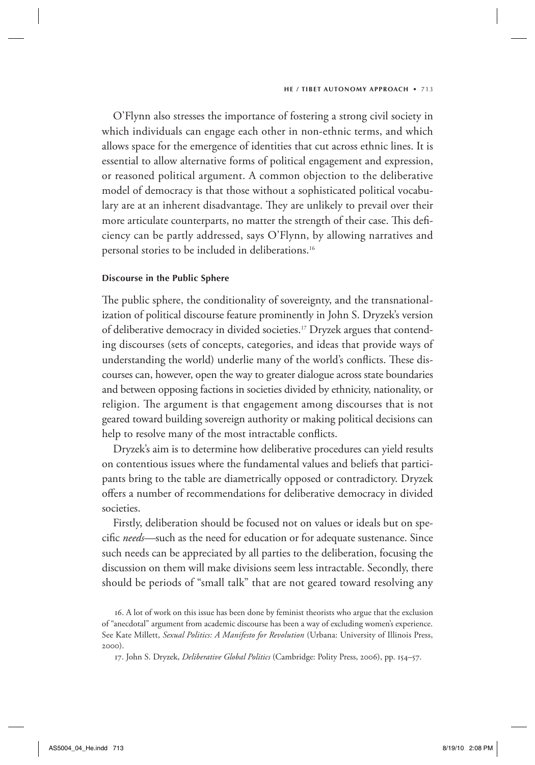O'Flynn also stresses the importance of fostering a strong civil society in which individuals can engage each other in non-ethnic terms, and which allows space for the emergence of identities that cut across ethnic lines. It is essential to allow alternative forms of political engagement and expression, or reasoned political argument. A common objection to the deliberative model of democracy is that those without a sophisticated political vocabulary are at an inherent disadvantage. They are unlikely to prevail over their more articulate counterparts, no matter the strength of their case. This deficiency can be partly addressed, says O'Flynn, by allowing narratives and personal stories to be included in deliberations.[16]

### Discourse in the Public Sphere

The public sphere, the conditionality of sovereignty, and the transnationalization of political discourse feature prominently in John S. Dryzek's version of deliberative democracy in divided societies.[17] Dryzek argues that contending discourses (sets of concepts, categories, and ideas that provide ways of understanding the world) underlie many of the world's conflicts. These discourses can, however, open the way to greater dialogue across state boundaries and between opposing factions in societies divided by ethnicity, nationality, or religion. The argument is that engagement among discourses that is not geared toward building sovereign authority or making political decisions can help to resolve many of the most intractable conflicts.

Dryzek's aim is to determine how deliberative procedures can yield results on contentious issues where the fundamental values and beliefs that participants bring to the table are diametrically opposed or contradictory. Dryzek offers a number of recommendations for deliberative democracy in divided societies.

Firstly, deliberation should be focused not on values or ideals but on specific *needs*—such as the need for education or for adequate sustenance. Since such needs can be appreciated by all parties to the deliberation, focusing the discussion on them will make divisions seem less intractable. Secondly, there should be periods of "small talk" that are not geared toward resolving any

16. A lot of work on this issue has been done by feminist theorists who argue that the exclusion of "anecdotal" argument from academic discourse has been a way of excluding women's experience. See Kate Millett, *Sexual Politics: A Manifesto for Revolution* (Urbana: University of Illinois Press, 2000).

17. John S. Dryzek, *Deliberative Global Politics* (Cambridge: Polity Press, 2006), pp. 154–57.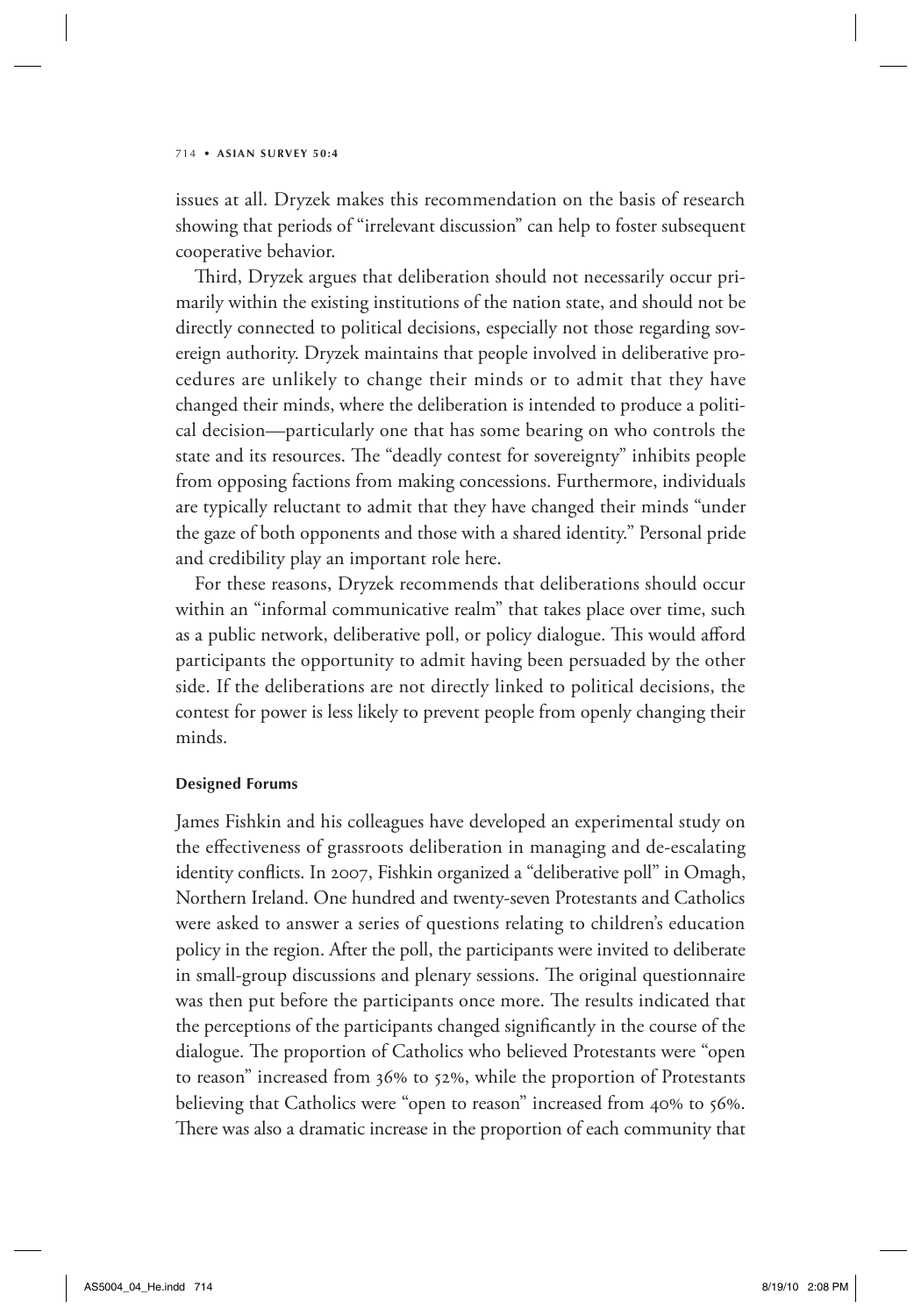issues at all. Dryzek makes this recommendation on the basis of research showing that periods of "irrelevant discussion" can help to foster subsequent cooperative behavior.

Third, Dryzek argues that deliberation should not necessarily occur primarily within the existing institutions of the nation state, and should not be directly connected to political decisions, especially not those regarding sovereign authority. Dryzek maintains that people involved in deliberative procedures are unlikely to change their minds or to admit that they have changed their minds, where the deliberation is intended to produce a political decision—particularly one that has some bearing on who controls the state and its resources. The "deadly contest for sovereignty" inhibits people from opposing factions from making concessions. Furthermore, individuals are typically reluctant to admit that they have changed their minds "under the gaze of both opponents and those with a shared identity." Personal pride and credibility play an important role here.

For these reasons, Dryzek recommends that deliberations should occur within an "informal communicative realm" that takes place over time, such as a public network, deliberative poll, or policy dialogue. This would afford participants the opportunity to admit having been persuaded by the other side. If the deliberations are not directly linked to political decisions, the contest for power is less likely to prevent people from openly changing their minds.

#### Designed Forums

James Fishkin and his colleagues have developed an experimental study on the effectiveness of grassroots deliberation in managing and de-escalating identity conflicts. In 2007, Fishkin organized a "deliberative poll" in Omagh, Northern Ireland. One hundred and twenty-seven Protestants and Catholics were asked to answer a series of questions relating to children's education policy in the region. After the poll, the participants were invited to deliberate in small-group discussions and plenary sessions. The original questionnaire was then put before the participants once more. The results indicated that the perceptions of the participants changed significantly in the course of the dialogue. The proportion of Catholics who believed Protestants were "open to reason" increased from 36% to 52%, while the proportion of Protestants believing that Catholics were "open to reason" increased from 40% to 56%. There was also a dramatic increase in the proportion of each community that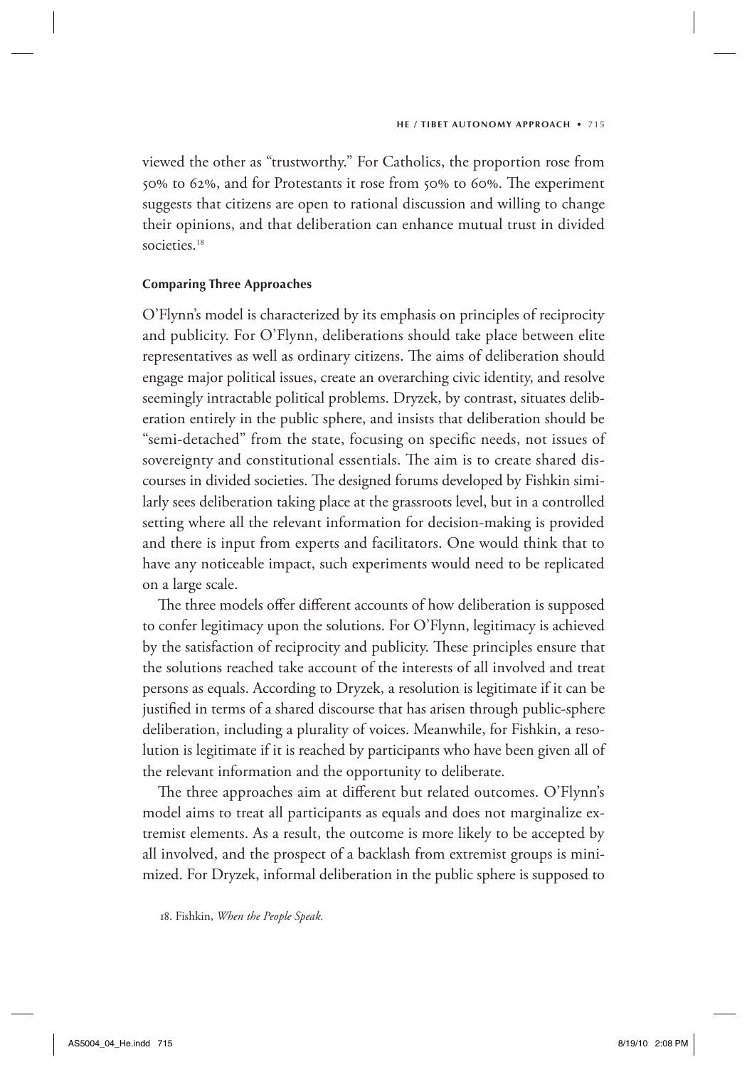viewed the other as "trustworthy." For Catholics, the proportion rose from 50% to 62%, and for Protestants it rose from 50% to 60%. The experiment suggests that citizens are open to rational discussion and willing to change their opinions, and that deliberation can enhance mutual trust in divided societies.[18]

### Comparing Three Approaches

O'Flynn's model is characterized by its emphasis on principles of reciprocity and publicity. For O'Flynn, deliberations should take place between elite representatives as well as ordinary citizens. The aims of deliberation should engage major political issues, create an overarching civic identity, and resolve seemingly intractable political problems. Dryzek, by contrast, situates deliberation entirely in the public sphere, and insists that deliberation should be "semi-detached" from the state, focusing on specific needs, not issues of sovereignty and constitutional essentials. The aim is to create shared discourses in divided societies. The designed forums developed by Fishkin similarly sees deliberation taking place at the grassroots level, but in a controlled setting where all the relevant information for decision-making is provided and there is input from experts and facilitators. One would think that to have any noticeable impact, such experiments would need to be replicated on a large scale.

The three models offer different accounts of how deliberation is supposed to confer legitimacy upon the solutions. For O'Flynn, legitimacy is achieved by the satisfaction of reciprocity and publicity. These principles ensure that the solutions reached take account of the interests of all involved and treat persons as equals. According to Dryzek, a resolution is legitimate if it can be justified in terms of a shared discourse that has arisen through public-sphere deliberation, including a plurality of voices. Meanwhile, for Fishkin, a resolution is legitimate if it is reached by participants who have been given all of the relevant information and the opportunity to deliberate.

The three approaches aim at different but related outcomes. O'Flynn's model aims to treat all participants as equals and does not marginalize extremist elements. As a result, the outcome is more likely to be accepted by all involved, and the prospect of a backlash from extremist groups is minimized. For Dryzek, informal deliberation in the public sphere is supposed to

18. Fishkin, *When the People Speak.*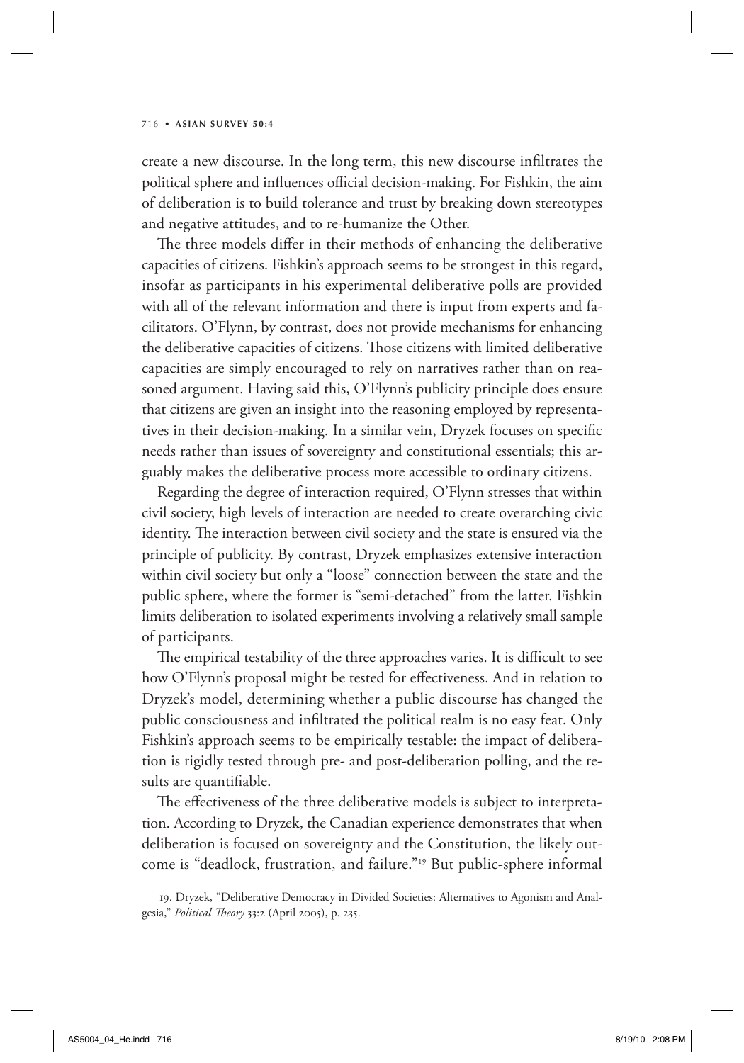create a new discourse. In the long term, this new discourse infiltrates the political sphere and influences official decision-making. For Fishkin, the aim of deliberation is to build tolerance and trust by breaking down stereotypes and negative attitudes, and to re-humanize the Other.

The three models differ in their methods of enhancing the deliberative capacities of citizens. Fishkin's approach seems to be strongest in this regard, insofar as participants in his experimental deliberative polls are provided with all of the relevant information and there is input from experts and facilitators. O'Flynn, by contrast, does not provide mechanisms for enhancing the deliberative capacities of citizens. Those citizens with limited deliberative capacities are simply encouraged to rely on narratives rather than on reasoned argument. Having said this, O'Flynn's publicity principle does ensure that citizens are given an insight into the reasoning employed by representatives in their decision-making. In a similar vein, Dryzek focuses on specific needs rather than issues of sovereignty and constitutional essentials; this arguably makes the deliberative process more accessible to ordinary citizens.

Regarding the degree of interaction required, O'Flynn stresses that within civil society, high levels of interaction are needed to create overarching civic identity. The interaction between civil society and the state is ensured via the principle of publicity. By contrast, Dryzek emphasizes extensive interaction within civil society but only a "loose" connection between the state and the public sphere, where the former is "semi-detached" from the latter. Fishkin limits deliberation to isolated experiments involving a relatively small sample of participants.

The empirical testability of the three approaches varies. It is difficult to see how O'Flynn's proposal might be tested for effectiveness. And in relation to Dryzek's model, determining whether a public discourse has changed the public consciousness and infiltrated the political realm is no easy feat. Only Fishkin's approach seems to be empirically testable: the impact of deliberation is rigidly tested through pre- and post-deliberation polling, and the results are quantifiable.

The effectiveness of the three deliberative models is subject to interpretation. According to Dryzek, the Canadian experience demonstrates that when deliberation is focused on sovereignty and the Constitution, the likely outcome is "deadlock, frustration, and failure."[19] But public-sphere informal

19. Dryzek, "Deliberative Democracy in Divided Societies: Alternatives to Agonism and Analgesia," *Political Theory* 33:2 (April 2005), p. 235.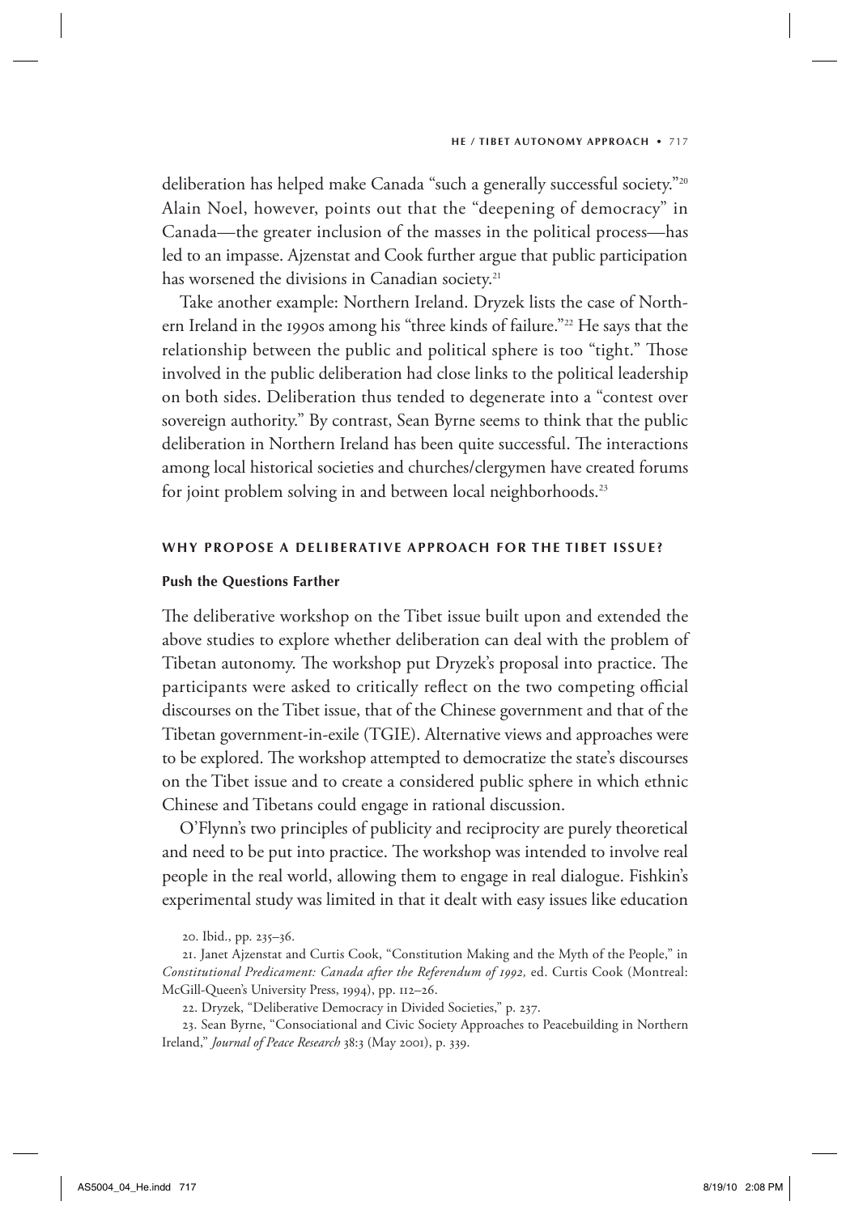deliberation has helped make Canada "such a generally successful society."[20] Alain Noel, however, points out that the "deepening of democracy" in Canada—the greater inclusion of the masses in the political process—has led to an impasse. Ajzenstat and Cook further argue that public participation has worsened the divisions in Canadian society.[21]

Take another example: Northern Ireland. Dryzek lists the case of Northern Ireland in the 1990s among his "three kinds of failure."[22] He says that the relationship between the public and political sphere is too "tight." Those involved in the public deliberation had close links to the political leadership on both sides. Deliberation thus tended to degenerate into a "contest over sovereign authority." By contrast, Sean Byrne seems to think that the public deliberation in Northern Ireland has been quite successful. The interactions among local historical societies and churches/clergymen have created forums for joint problem solving in and between local neighborhoods.[23]

## WHY PROPOSE A DELIBERATIVE APPROACH FOR THE TIBET ISSUE?

### Push the Questions Farther

The deliberative workshop on the Tibet issue built upon and extended the above studies to explore whether deliberation can deal with the problem of Tibetan autonomy. The workshop put Dryzek's proposal into practice. The participants were asked to critically reflect on the two competing official discourses on the Tibet issue, that of the Chinese government and that of the Tibetan government-in-exile (TGIE). Alternative views and approaches were to be explored. The workshop attempted to democratize the state's discourses on the Tibet issue and to create a considered public sphere in which ethnic Chinese and Tibetans could engage in rational discussion.

O'Flynn's two principles of publicity and reciprocity are purely theoretical and need to be put into practice. The workshop was intended to involve real people in the real world, allowing them to engage in real dialogue. Fishkin's experimental study was limited in that it dealt with easy issues like education

20. Ibid., pp. 235–36.

21. Janet Ajzenstat and Curtis Cook, "Constitution Making and the Myth of the People," in *Constitutional Predicament: Canada after the Referendum of 1992,* ed. Curtis Cook (Montreal: McGill-Queen's University Press, 1994), pp. 112–26.

22. Dryzek, "Deliberative Democracy in Divided Societies," p. 237.

23. Sean Byrne, "Consociational and Civic Society Approaches to Peacebuilding in Northern Ireland," *Journal of Peace Research* 38:3 (May 2001), p. 339.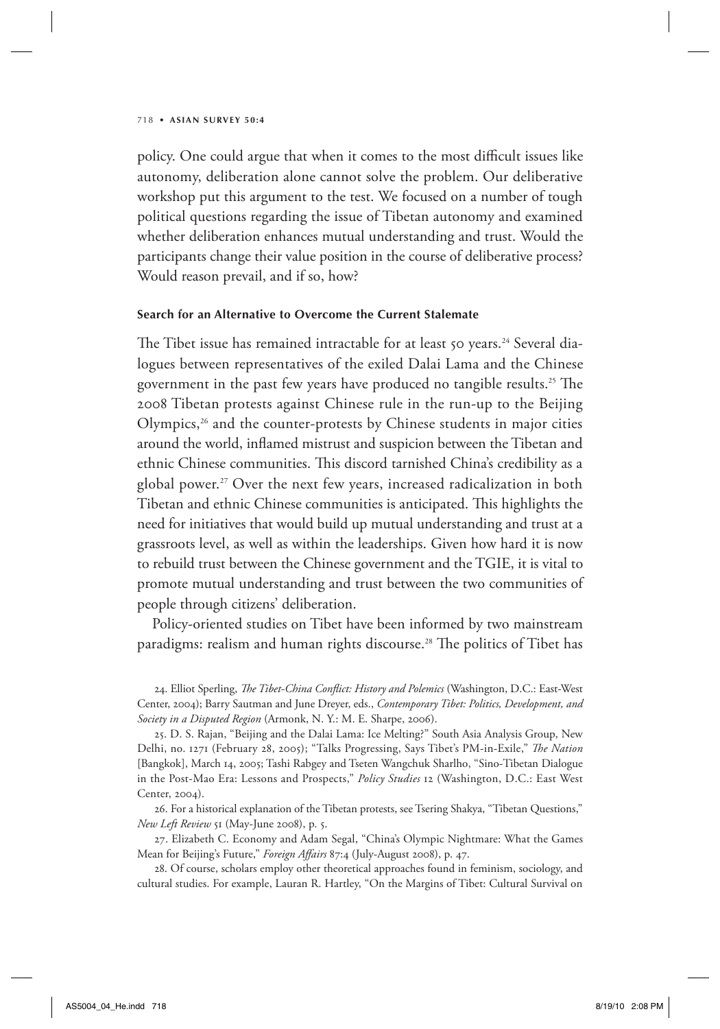policy. One could argue that when it comes to the most difficult issues like autonomy, deliberation alone cannot solve the problem. Our deliberative workshop put this argument to the test. We focused on a number of tough political questions regarding the issue of Tibetan autonomy and examined whether deliberation enhances mutual understanding and trust. Would the participants change their value position in the course of deliberative process? Would reason prevail, and if so, how?

### Search for an Alternative to Overcome the Current Stalemate

The Tibet issue has remained intractable for at least 50 years.[24] Several dialogues between representatives of the exiled Dalai Lama and the Chinese government in the past few years have produced no tangible results.[25] The 2008 Tibetan protests against Chinese rule in the run-up to the Beijing Olympics,[26] and the counter-protests by Chinese students in major cities around the world, inflamed mistrust and suspicion between the Tibetan and ethnic Chinese communities. This discord tarnished China's credibility as a global power.[27] Over the next few years, increased radicalization in both Tibetan and ethnic Chinese communities is anticipated. This highlights the need for initiatives that would build up mutual understanding and trust at a grassroots level, as well as within the leaderships. Given how hard it is now to rebuild trust between the Chinese government and the TGIE, it is vital to promote mutual understanding and trust between the two communities of people through citizens' deliberation.

Policy-oriented studies on Tibet have been informed by two mainstream paradigms: realism and human rights discourse.[28] The politics of Tibet has

24. Elliot Sperling, *The Tibet-China Conflict: History and Polemics* (Washington, D.C.: East-West Center, 2004); Barry Sautman and June Dreyer, eds., *Contemporary Tibet: Politics, Development, and Society in a Disputed Region* (Armonk, N. Y.: M. E. Sharpe, 2006).

25. D. S. Rajan, "Beijing and the Dalai Lama: Ice Melting?" South Asia Analysis Group, New Delhi, no. 1271 (February 28, 2005); "Talks Progressing, Says Tibet's PM-in-Exile," *The Nation* [Bangkok], March 14, 2005; Tashi Rabgey and Tseten Wangchuk Sharlho, "Sino-Tibetan Dialogue in the Post-Mao Era: Lessons and Prospects," *Policy Studies* 12 (Washington, D.C.: East West Center, 2004).

26. For a historical explanation of the Tibetan protests, see Tsering Shakya, "Tibetan Questions," *New Left Review* 51 (May-June 2008), p. 5.

27. Elizabeth C. Economy and Adam Segal, "China's Olympic Nightmare: What the Games Mean for Beijing's Future," *Foreign Affairs* 87:4 (July-August 2008), p. 47.

28. Of course, scholars employ other theoretical approaches found in feminism, sociology, and cultural studies. For example, Lauran R. Hartley, "On the Margins of Tibet: Cultural Survival on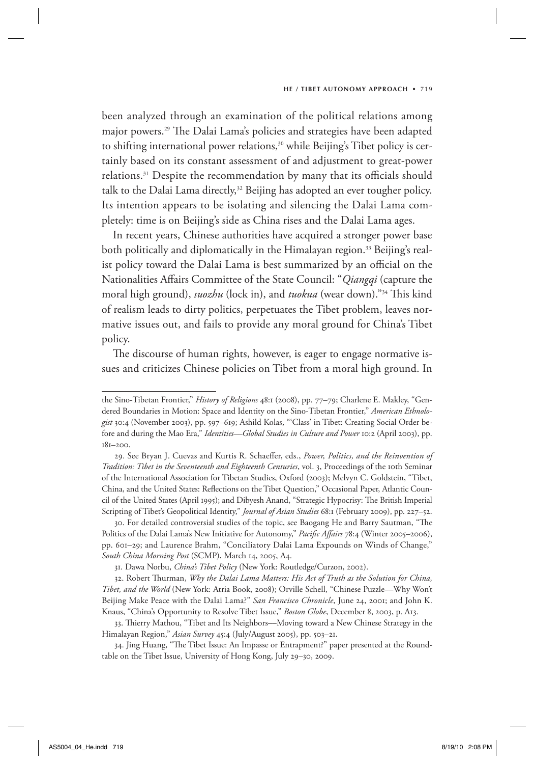been analyzed through an examination of the political relations among major powers.[29] The Dalai Lama's policies and strategies have been adapted to shifting international power relations,[30] while Beijing's Tibet policy is certainly based on its constant assessment of and adjustment to great-power relations.[31] Despite the recommendation by many that its officials should talk to the Dalai Lama directly,[32] Beijing has adopted an ever tougher policy. Its intention appears to be isolating and silencing the Dalai Lama completely: time is on Beijing's side as China rises and the Dalai Lama ages.

In recent years, Chinese authorities have acquired a stronger power base both politically and diplomatically in the Himalayan region.[33] Beijing's realist policy toward the Dalai Lama is best summarized by an official on the Nationalities Affairs Committee of the State Council: "*Qiangqi* (capture the moral high ground), *suozhu* (lock in), and *tuokua* (wear down)."[34] This kind of realism leads to dirty politics, perpetuates the Tibet problem, leaves normative issues out, and fails to provide any moral ground for China's Tibet policy.

The discourse of human rights, however, is eager to engage normative issues and criticizes Chinese policies on Tibet from a moral high ground. In

---

the Sino-Tibetan Frontier," *History of Religions* 48:1 (2008), pp. 77–79; Charlene E. Makley, "Gendered Boundaries in Motion: Space and Identity on the Sino-Tibetan Frontier," *American Ethnologist* 30:4 (November 2003), pp. 597–619; Ashild Kolas, "'Class' in Tibet: Creating Social Order before and during the Mao Era," *Identities—Global Studies in Culture and Power* 10:2 (April 2003), pp. 181–200.

29. See Bryan J. Cuevas and Kurtis R. Schaeffer, eds., *Power, Politics, and the Reinvention of Tradition: Tibet in the Seventeenth and Eighteenth Centuries*, vol. 3, Proceedings of the 10th Seminar of the International Association for Tibetan Studies, Oxford (2003); Melvyn C. Goldstein, "Tibet, China, and the United States: Reflections on the Tibet Question," Occasional Paper, Atlantic Council of the United States (April 1995); and Dibyesh Anand, "Strategic Hypocrisy: The British Imperial Scripting of Tibet's Geopolitical Identity," *Journal of Asian Studies* 68:1 (February 2009), pp. 227–52.

30. For detailed controversial studies of the topic, see Baogang He and Barry Sautman, "The Politics of the Dalai Lama's New Initiative for Autonomy," *Pacific Affairs* 78:4 (Winter 2005–2006), pp. 601–29; and Laurence Brahm, "Conciliatory Dalai Lama Expounds on Winds of Change," *South China Morning Post* (SCMP), March 14, 2005, A4.

31. Dawa Norbu, *China's Tibet Policy* (New York: Routledge/Curzon, 2002).

32. Robert Thurman, *Why the Dalai Lama Matters: His Act of Truth as the Solution for China, Tibet, and the World* (New York: Atria Book, 2008); Orville Schell, "Chinese Puzzle—Why Won't Beijing Make Peace with the Dalai Lama?" *San Francisco Chronicle*, June 24, 2001; and John K. Knaus, "China's Opportunity to Resolve Tibet Issue," *Boston Globe*, December 8, 2003, p. A13.

33. Thierry Mathou, "Tibet and Its Neighbors—Moving toward a New Chinese Strategy in the Himalayan Region," *Asian Survey* 45:4 (July/August 2005), pp. 503–21.

34. Jing Huang, "The Tibet Issue: An Impasse or Entrapment?" paper presented at the Roundtable on the Tibet Issue, University of Hong Kong, July 29–30, 2009.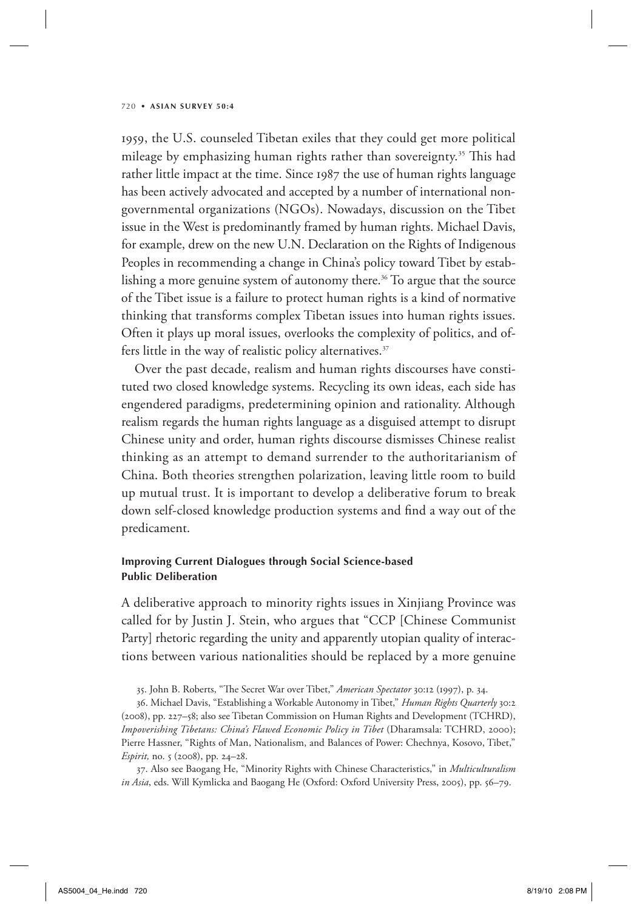1959, the U.S. counseled Tibetan exiles that they could get more political mileage by emphasizing human rights rather than sovereignty.[35] This had rather little impact at the time. Since 1987 the use of human rights language has been actively advocated and accepted by a number of international nongovernmental organizations (NGOs). Nowadays, discussion on the Tibet issue in the West is predominantly framed by human rights. Michael Davis, for example, drew on the new U.N. Declaration on the Rights of Indigenous Peoples in recommending a change in China's policy toward Tibet by establishing a more genuine system of autonomy there.[36] To argue that the source of the Tibet issue is a failure to protect human rights is a kind of normative thinking that transforms complex Tibetan issues into human rights issues. Often it plays up moral issues, overlooks the complexity of politics, and offers little in the way of realistic policy alternatives.[37]

Over the past decade, realism and human rights discourses have constituted two closed knowledge systems. Recycling its own ideas, each side has engendered paradigms, predetermining opinion and rationality. Although realism regards the human rights language as a disguised attempt to disrupt Chinese unity and order, human rights discourse dismisses Chinese realist thinking as an attempt to demand surrender to the authoritarianism of China. Both theories strengthen polarization, leaving little room to build up mutual trust. It is important to develop a deliberative forum to break down self-closed knowledge production systems and find a way out of the predicament.

### Improving Current Dialogues through Social Science-based Public Deliberation

A deliberative approach to minority rights issues in Xinjiang Province was called for by Justin J. Stein, who argues that "CCP [Chinese Communist Party] rhetoric regarding the unity and apparently utopian quality of interactions between various nationalities should be replaced by a more genuine

35. John B. Roberts, "The Secret War over Tibet," *American Spectator* 30:12 (1997), p. 34.

36. Michael Davis, "Establishing a Workable Autonomy in Tibet," *Human Rights Quarterly* 30:2 (2008), pp. 227–58; also see Tibetan Commission on Human Rights and Development (TCHRD), *Impoverishing Tibetans: China's Flawed Economic Policy in Tibet* (Dharamsala: TCHRD, 2000); Pierre Hassner, "Rights of Man, Nationalism, and Balances of Power: Chechnya, Kosovo, Tibet," *Espirit,* no. 5 (2008), pp. 24–28.

37. Also see Baogang He, "Minority Rights with Chinese Characteristics," in *Multiculturalism in Asia*, eds. Will Kymlicka and Baogang He (Oxford: Oxford University Press, 2005), pp. 56–79.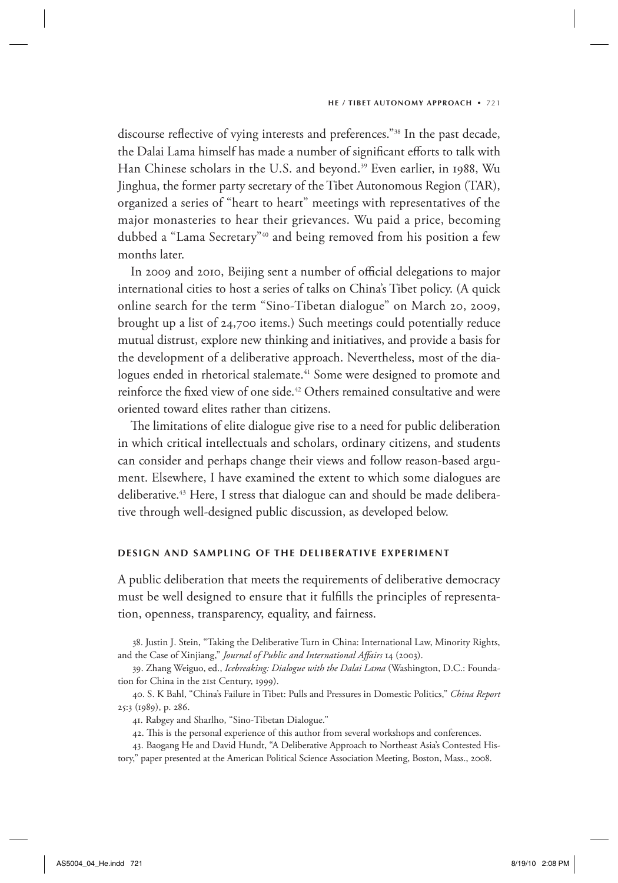discourse reflective of vying interests and preferences."[38] In the past decade, the Dalai Lama himself has made a number of significant efforts to talk with Han Chinese scholars in the U.S. and beyond.[39] Even earlier, in 1988, Wu Jinghua, the former party secretary of the Tibet Autonomous Region (TAR), organized a series of "heart to heart" meetings with representatives of the major monasteries to hear their grievances. Wu paid a price, becoming dubbed a "Lama Secretary"[40] and being removed from his position a few months later.

In 2009 and 2010, Beijing sent a number of official delegations to major international cities to host a series of talks on China's Tibet policy. (A quick online search for the term "Sino-Tibetan dialogue" on March 20, 2009, brought up a list of 24,700 items.) Such meetings could potentially reduce mutual distrust, explore new thinking and initiatives, and provide a basis for the development of a deliberative approach. Nevertheless, most of the dialogues ended in rhetorical stalemate.[41] Some were designed to promote and reinforce the fixed view of one side.[42] Others remained consultative and were oriented toward elites rather than citizens.

The limitations of elite dialogue give rise to a need for public deliberation in which critical intellectuals and scholars, ordinary citizens, and students can consider and perhaps change their views and follow reason-based argument. Elsewhere, I have examined the extent to which some dialogues are deliberative.[43] Here, I stress that dialogue can and should be made deliberative through well-designed public discussion, as developed below.

## DESIGN AND SAMPLING OF THE DELIBERATIVE EXPERIMENT

A public deliberation that meets the requirements of deliberative democracy must be well designed to ensure that it fulfills the principles of representation, openness, transparency, equality, and fairness.

38. Justin J. Stein, "Taking the Deliberative Turn in China: International Law, Minority Rights, and the Case of Xinjiang," *Journal of Public and International Affairs* 14 (2003).

39. Zhang Weiguo, ed., *Icebreaking: Dialogue with the Dalai Lama* (Washington, D.C.: Foundation for China in the 21st Century, 1999).

40. S. K Bahl, "China's Failure in Tibet: Pulls and Pressures in Domestic Politics," *China Report* 25:3 (1989), p. 286.

41. Rabgey and Sharlho, "Sino-Tibetan Dialogue."

42. This is the personal experience of this author from several workshops and conferences.

43. Baogang He and David Hundt, "A Deliberative Approach to Northeast Asia's Contested History," paper presented at the American Political Science Association Meeting, Boston, Mass., 2008.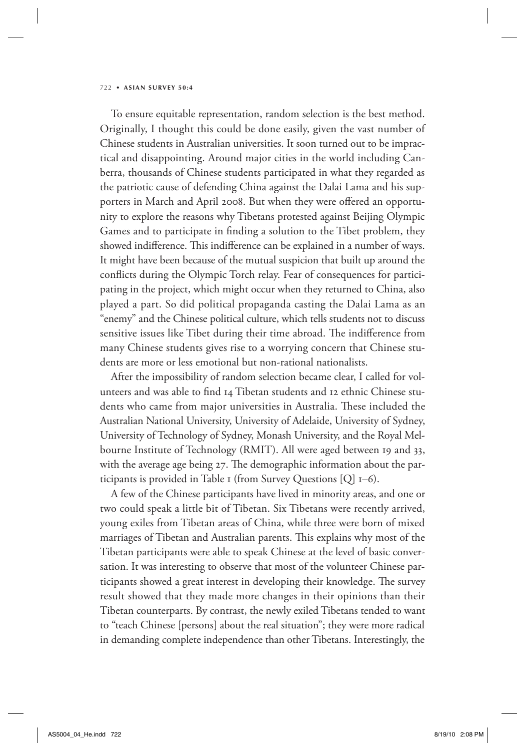To ensure equitable representation, random selection is the best method. Originally, I thought this could be done easily, given the vast number of Chinese students in Australian universities. It soon turned out to be impractical and disappointing. Around major cities in the world including Canberra, thousands of Chinese students participated in what they regarded as the patriotic cause of defending China against the Dalai Lama and his supporters in March and April 2008. But when they were offered an opportunity to explore the reasons why Tibetans protested against Beijing Olympic Games and to participate in finding a solution to the Tibet problem, they showed indifference. This indifference can be explained in a number of ways. It might have been because of the mutual suspicion that built up around the conflicts during the Olympic Torch relay. Fear of consequences for participating in the project, which might occur when they returned to China, also played a part. So did political propaganda casting the Dalai Lama as an "enemy" and the Chinese political culture, which tells students not to discuss sensitive issues like Tibet during their time abroad. The indifference from many Chinese students gives rise to a worrying concern that Chinese students are more or less emotional but non-rational nationalists.

After the impossibility of random selection became clear, I called for volunteers and was able to find 14 Tibetan students and 12 ethnic Chinese students who came from major universities in Australia. These included the Australian National University, University of Adelaide, University of Sydney, University of Technology of Sydney, Monash University, and the Royal Melbourne Institute of Technology (RMIT). All were aged between 19 and 33, with the average age being 27. The demographic information about the participants is provided in Table 1 (from Survey Questions [Q] 1–6).

A few of the Chinese participants have lived in minority areas, and one or two could speak a little bit of Tibetan. Six Tibetans were recently arrived, young exiles from Tibetan areas of China, while three were born of mixed marriages of Tibetan and Australian parents. This explains why most of the Tibetan participants were able to speak Chinese at the level of basic conversation. It was interesting to observe that most of the volunteer Chinese participants showed a great interest in developing their knowledge. The survey result showed that they made more changes in their opinions than their Tibetan counterparts. By contrast, the newly exiled Tibetans tended to want to "teach Chinese [persons] about the real situation"; they were more radical in demanding complete independence than other Tibetans. Interestingly, the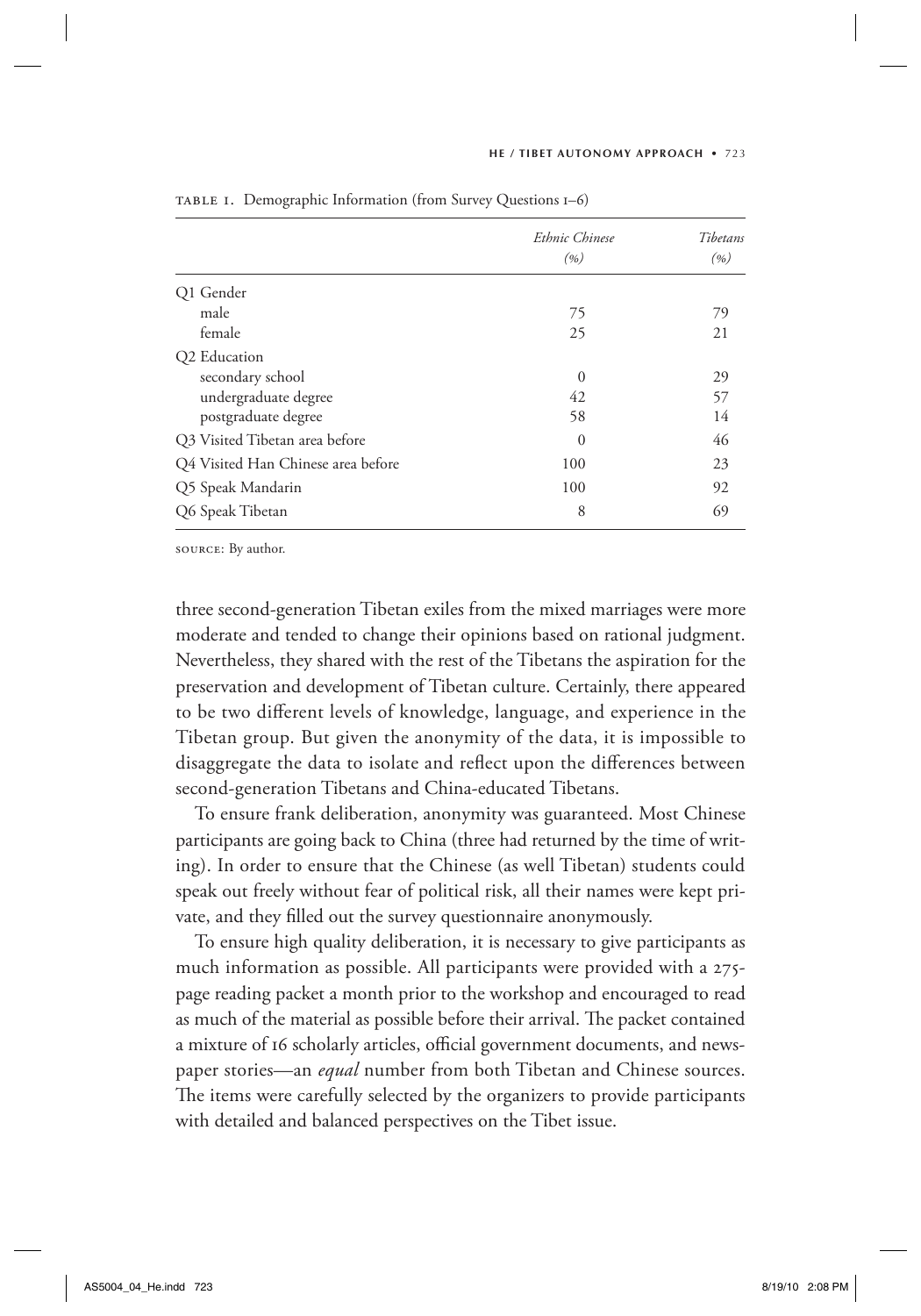TABLE 1. Demographic Information (from Survey Questions 1–6)

| | *Ethnic Chinese* (%) | *Tibetans* (%) |
|---|---|---|
| Q1 Gender | | |
| male | 75 | 79 |
| female | 25 | 21 |
| Q2 Education | | |
| secondary school | 0 | 29 |
| undergraduate degree | 42 | 57 |
| postgraduate degree | 58 | 14 |
| Q3 Visited Tibetan area before | 0 | 46 |
| Q4 Visited Han Chinese area before | 100 | 23 |
| Q5 Speak Mandarin | 100 | 92 |
| Q6 Speak Tibetan | 8 | 69 |

SOURCE: By author.

three second-generation Tibetan exiles from the mixed marriages were more moderate and tended to change their opinions based on rational judgment. Nevertheless, they shared with the rest of the Tibetans the aspiration for the preservation and development of Tibetan culture. Certainly, there appeared to be two different levels of knowledge, language, and experience in the Tibetan group. But given the anonymity of the data, it is impossible to disaggregate the data to isolate and reflect upon the differences between second-generation Tibetans and China-educated Tibetans.

To ensure frank deliberation, anonymity was guaranteed. Most Chinese participants are going back to China (three had returned by the time of writing). In order to ensure that the Chinese (as well Tibetan) students could speak out freely without fear of political risk, all their names were kept private, and they filled out the survey questionnaire anonymously.

To ensure high quality deliberation, it is necessary to give participants as much information as possible. All participants were provided with a 275-page reading packet a month prior to the workshop and encouraged to read as much of the material as possible before their arrival. The packet contained a mixture of 16 scholarly articles, official government documents, and newspaper stories—an *equal* number from both Tibetan and Chinese sources. The items were carefully selected by the organizers to provide participants with detailed and balanced perspectives on the Tibet issue.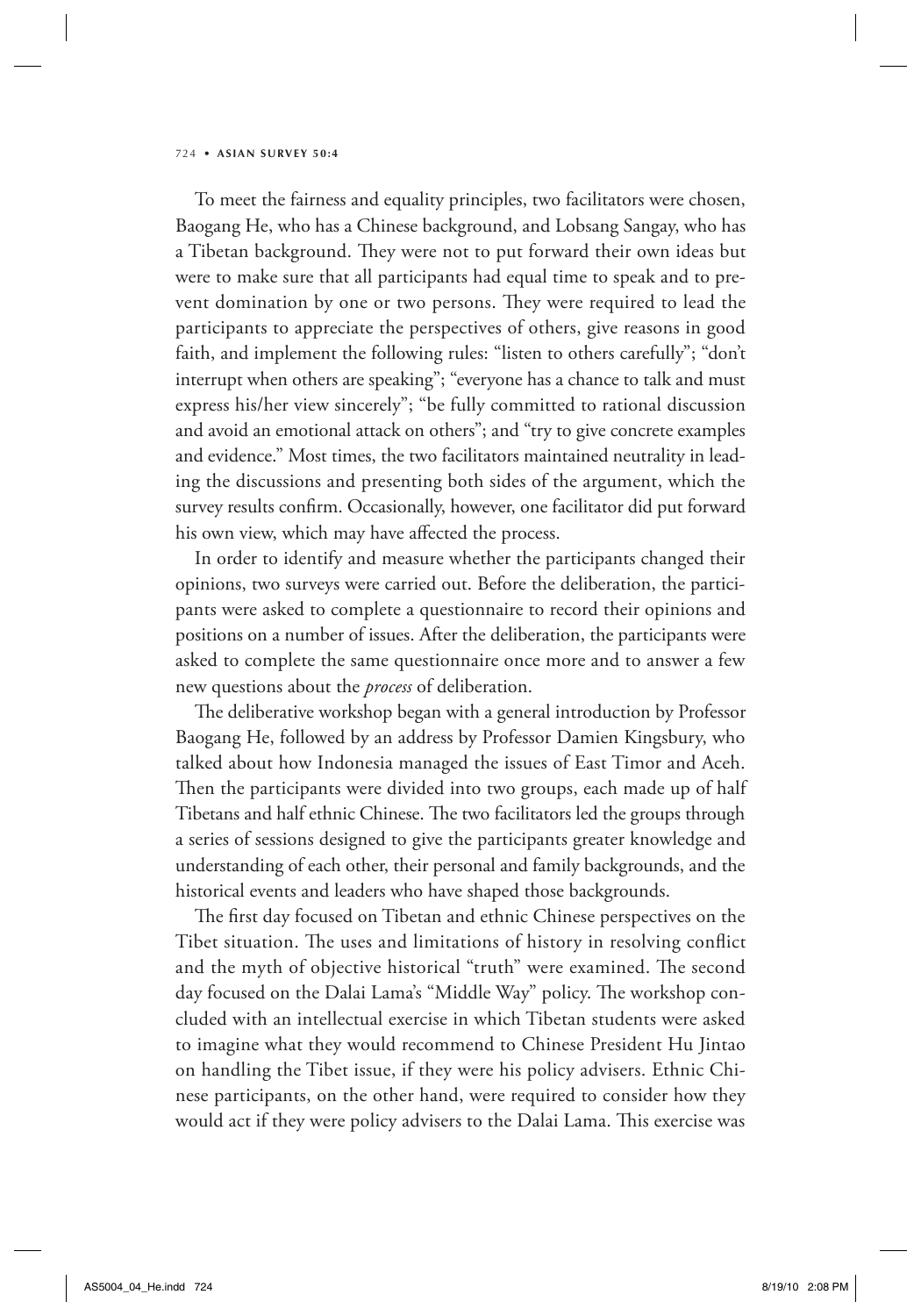To meet the fairness and equality principles, two facilitators were chosen, Baogang He, who has a Chinese background, and Lobsang Sangay, who has a Tibetan background. They were not to put forward their own ideas but were to make sure that all participants had equal time to speak and to prevent domination by one or two persons. They were required to lead the participants to appreciate the perspectives of others, give reasons in good faith, and implement the following rules: "listen to others carefully"; "don't interrupt when others are speaking"; "everyone has a chance to talk and must express his/her view sincerely"; "be fully committed to rational discussion and avoid an emotional attack on others"; and "try to give concrete examples and evidence." Most times, the two facilitators maintained neutrality in leading the discussions and presenting both sides of the argument, which the survey results confirm. Occasionally, however, one facilitator did put forward his own view, which may have affected the process.

In order to identify and measure whether the participants changed their opinions, two surveys were carried out. Before the deliberation, the participants were asked to complete a questionnaire to record their opinions and positions on a number of issues. After the deliberation, the participants were asked to complete the same questionnaire once more and to answer a few new questions about the *process* of deliberation.

The deliberative workshop began with a general introduction by Professor Baogang He, followed by an address by Professor Damien Kingsbury, who talked about how Indonesia managed the issues of East Timor and Aceh. Then the participants were divided into two groups, each made up of half Tibetans and half ethnic Chinese. The two facilitators led the groups through a series of sessions designed to give the participants greater knowledge and understanding of each other, their personal and family backgrounds, and the historical events and leaders who have shaped those backgrounds.

The first day focused on Tibetan and ethnic Chinese perspectives on the Tibet situation. The uses and limitations of history in resolving conflict and the myth of objective historical "truth" were examined. The second day focused on the Dalai Lama's "Middle Way" policy. The workshop concluded with an intellectual exercise in which Tibetan students were asked to imagine what they would recommend to Chinese President Hu Jintao on handling the Tibet issue, if they were his policy advisers. Ethnic Chinese participants, on the other hand, were required to consider how they would act if they were policy advisers to the Dalai Lama. This exercise was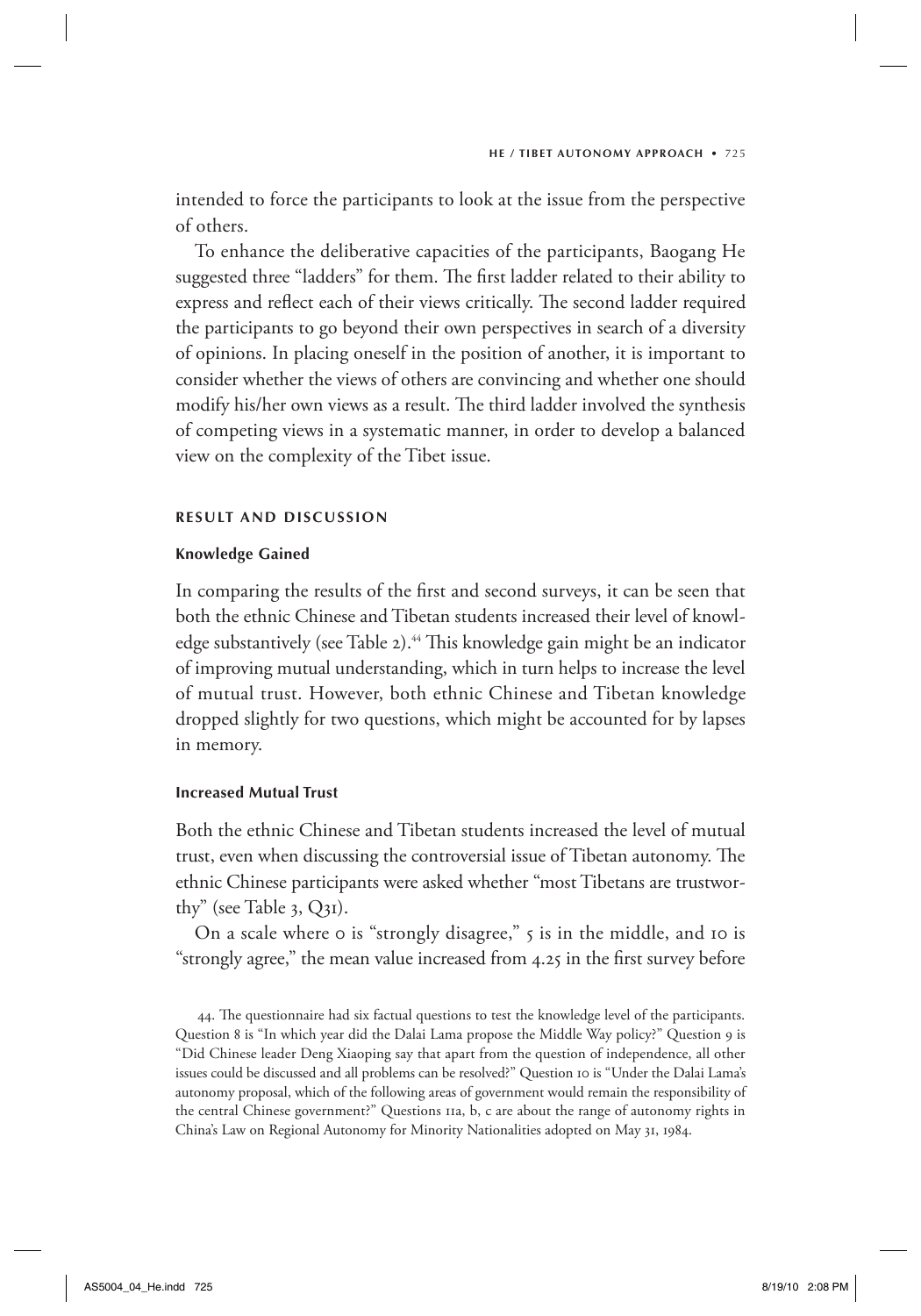intended to force the participants to look at the issue from the perspective of others.

To enhance the deliberative capacities of the participants, Baogang He suggested three "ladders" for them. The first ladder related to their ability to express and reflect each of their views critically. The second ladder required the participants to go beyond their own perspectives in search of a diversity of opinions. In placing oneself in the position of another, it is important to consider whether the views of others are convincing and whether one should modify his/her own views as a result. The third ladder involved the synthesis of competing views in a systematic manner, in order to develop a balanced view on the complexity of the Tibet issue.

## RESULT AND DISCUSSION

### Knowledge Gained

In comparing the results of the first and second surveys, it can be seen that both the ethnic Chinese and Tibetan students increased their level of knowledge substantively (see Table 2).[44] This knowledge gain might be an indicator of improving mutual understanding, which in turn helps to increase the level of mutual trust. However, both ethnic Chinese and Tibetan knowledge dropped slightly for two questions, which might be accounted for by lapses in memory.

### Increased Mutual Trust

Both the ethnic Chinese and Tibetan students increased the level of mutual trust, even when discussing the controversial issue of Tibetan autonomy. The ethnic Chinese participants were asked whether "most Tibetans are trustworthy" (see Table 3, Q31).

On a scale where 0 is "strongly disagree," 5 is in the middle, and 10 is "strongly agree," the mean value increased from 4.25 in the first survey before

44. The questionnaire had six factual questions to test the knowledge level of the participants. Question 8 is "In which year did the Dalai Lama propose the Middle Way policy?" Question 9 is "Did Chinese leader Deng Xiaoping say that apart from the question of independence, all other issues could be discussed and all problems can be resolved?" Question 10 is "Under the Dalai Lama's autonomy proposal, which of the following areas of government would remain the responsibility of the central Chinese government?" Questions 11a, b, c are about the range of autonomy rights in China's Law on Regional Autonomy for Minority Nationalities adopted on May 31, 1984.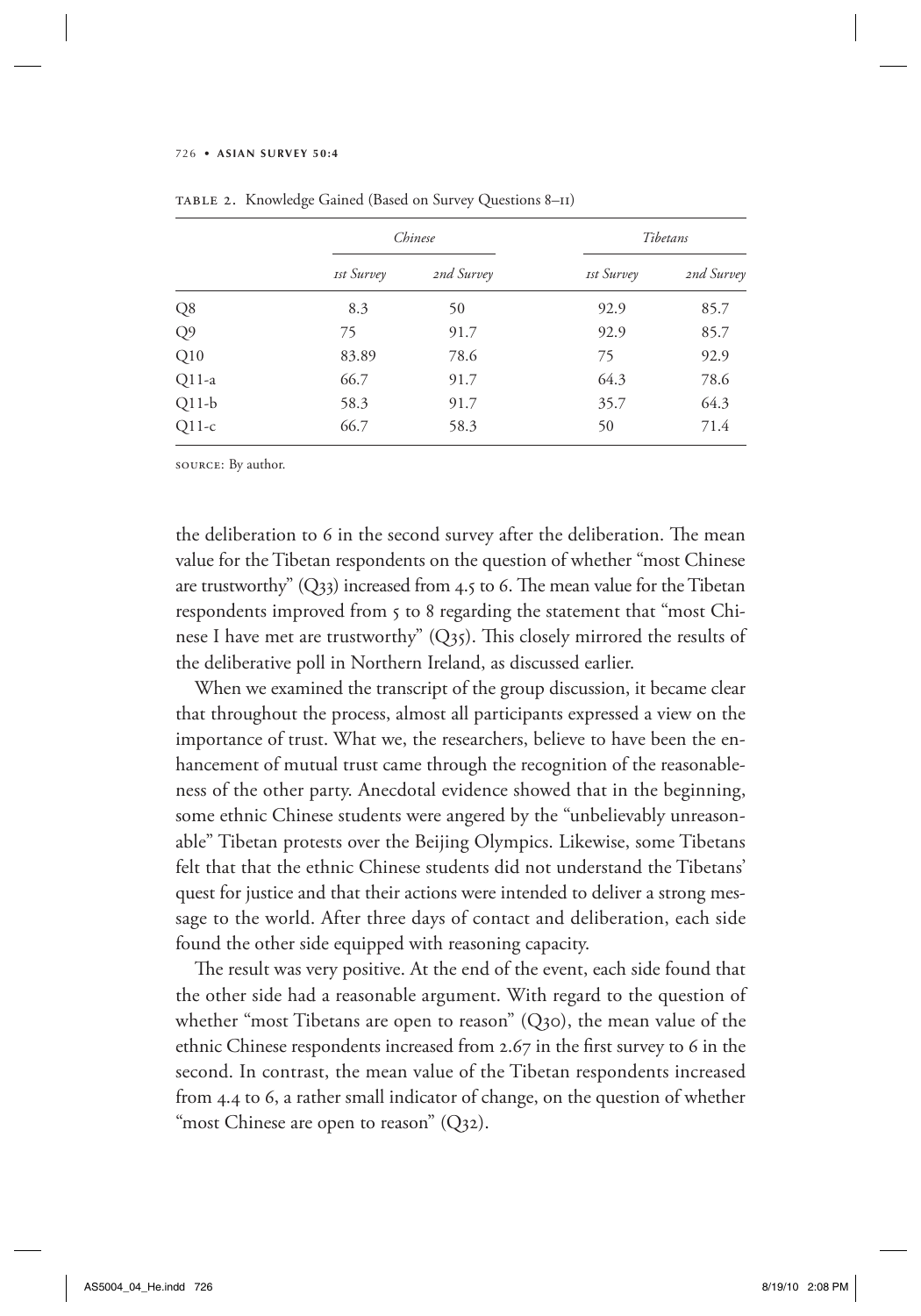TABLE 2. Knowledge Gained (Based on Survey Questions 8–11)

| | *Chinese* | | *Tibetans* | |
|---|---|---|---|---|
| | *1st Survey* | *2nd Survey* | *1st Survey* | *2nd Survey* |
| Q8 | 8.3 | 50 | 92.9 | 85.7 |
| Q9 | 75 | 91.7 | 92.9 | 85.7 |
| Q10 | 83.89 | 78.6 | 75 | 92.9 |
| Q11-a | 66.7 | 91.7 | 64.3 | 78.6 |
| Q11-b | 58.3 | 91.7 | 35.7 | 64.3 |
| Q11-c | 66.7 | 58.3 | 50 | 71.4 |

SOURCE: By author.

the deliberation to 6 in the second survey after the deliberation. The mean value for the Tibetan respondents on the question of whether "most Chinese are trustworthy" (Q33) increased from 4.5 to 6. The mean value for the Tibetan respondents improved from 5 to 8 regarding the statement that "most Chinese I have met are trustworthy" (Q35). This closely mirrored the results of the deliberative poll in Northern Ireland, as discussed earlier.

When we examined the transcript of the group discussion, it became clear that throughout the process, almost all participants expressed a view on the importance of trust. What we, the researchers, believe to have been the enhancement of mutual trust came through the recognition of the reasonableness of the other party. Anecdotal evidence showed that in the beginning, some ethnic Chinese students were angered by the "unbelievably unreasonable" Tibetan protests over the Beijing Olympics. Likewise, some Tibetans felt that that the ethnic Chinese students did not understand the Tibetans' quest for justice and that their actions were intended to deliver a strong message to the world. After three days of contact and deliberation, each side found the other side equipped with reasoning capacity.

The result was very positive. At the end of the event, each side found that the other side had a reasonable argument. With regard to the question of whether "most Tibetans are open to reason" (Q30), the mean value of the ethnic Chinese respondents increased from 2.67 in the first survey to 6 in the second. In contrast, the mean value of the Tibetan respondents increased from 4.4 to 6, a rather small indicator of change, on the question of whether "most Chinese are open to reason" (Q32).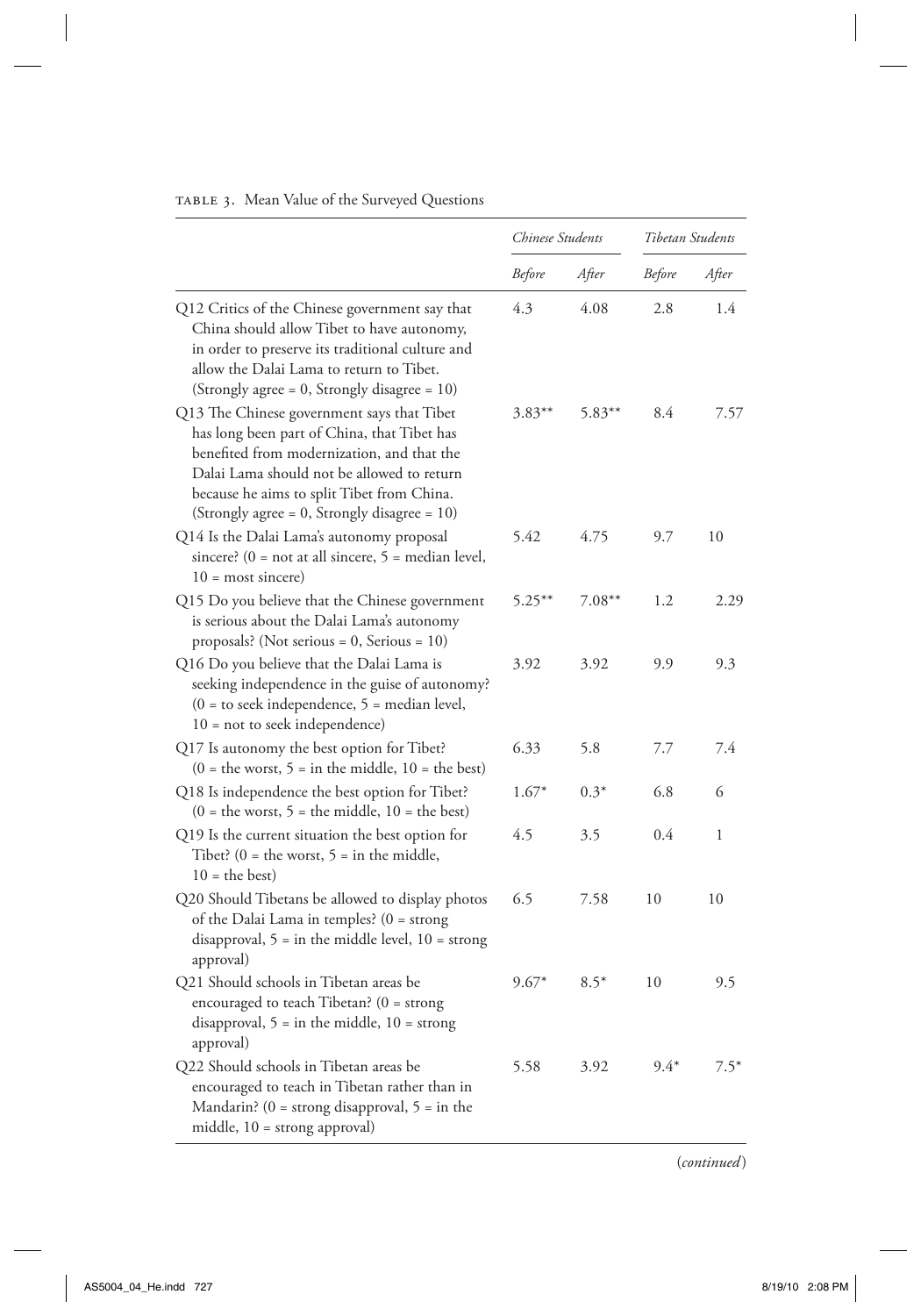TABLE 3. Mean Value of the Surveyed Questions

| | *Chinese Students* | | *Tibetan Students* | |
|---|---|---|---|---|
| | *Before* | *After* | *Before* | *After* |
| Q12 Critics of the Chinese government say that China should allow Tibet to have autonomy, in order to preserve its traditional culture and allow the Dalai Lama to return to Tibet. (Strongly agree = 0, Strongly disagree = 10) | 4.3 | 4.08 | 2.8 | 1.4 |
| Q13 The Chinese government says that Tibet has long been part of China, that Tibet has benefited from modernization, and that the Dalai Lama should not be allowed to return because he aims to split Tibet from China. (Strongly agree = 0, Strongly disagree = 10) | 3.83** | 5.83** | 8.4 | 7.57 |
| Q14 Is the Dalai Lama's autonomy proposal sincere? (0 = not at all sincere, 5 = median level, 10 = most sincere) | 5.42 | 4.75 | 9.7 | 10 |
| Q15 Do you believe that the Chinese government is serious about the Dalai Lama's autonomy proposals? (Not serious = 0, Serious = 10) | 5.25** | 7.08** | 1.2 | 2.29 |
| Q16 Do you believe that the Dalai Lama is seeking independence in the guise of autonomy? (0 = to seek independence, 5 = median level, 10 = not to seek independence) | 3.92 | 3.92 | 9.9 | 9.3 |
| Q17 Is autonomy the best option for Tibet? (0 = the worst, 5 = in the middle, 10 = the best) | 6.33 | 5.8 | 7.7 | 7.4 |
| Q18 Is independence the best option for Tibet? (0 = the worst, 5 = the middle, 10 = the best) | 1.67* | 0.3* | 6.8 | 6 |
| Q19 Is the current situation the best option for Tibet? (0 = the worst, 5 = in the middle, 10 = the best) | 4.5 | 3.5 | 0.4 | 1 |
| Q20 Should Tibetans be allowed to display photos of the Dalai Lama in temples? (0 = strong disapproval, 5 = in the middle level, 10 = strong approval) | 6.5 | 7.58 | 10 | 10 |
| Q21 Should schools in Tibetan areas be encouraged to teach Tibetan? (0 = strong disapproval, 5 = in the middle, 10 = strong approval) | 9.67* | 8.5* | 10 | 9.5 |
| Q22 Should schools in Tibetan areas be encouraged to teach in Tibetan rather than in Mandarin? (0 = strong disapproval, 5 = in the middle, 10 = strong approval) | 5.58 | 3.92 | 9.4* | 7.5* |

(*continued*)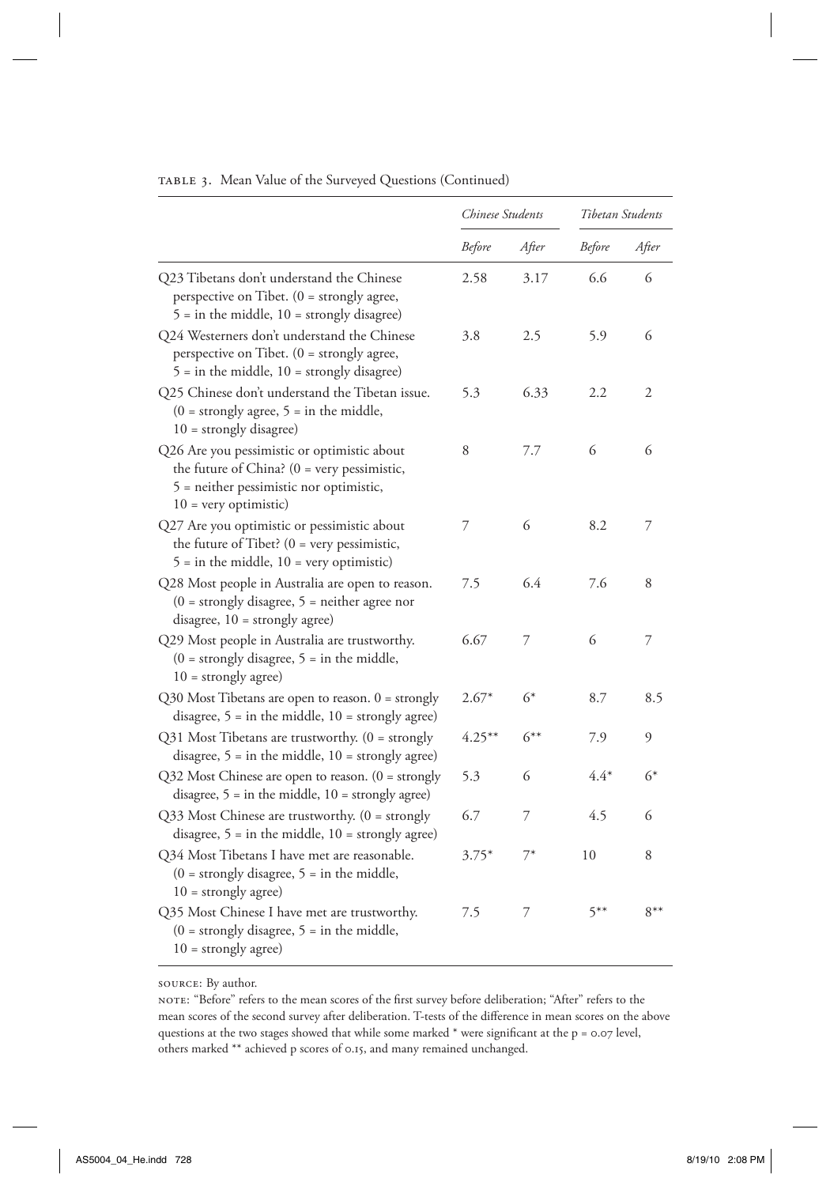TABLE 3. Mean Value of the Surveyed Questions (Continued)

| | *Chinese Students* | | *Tibetan Students* | |
|---|---|---|---|---|
| | *Before* | *After* | *Before* | *After* |
| Q23 Tibetans don't understand the Chinese perspective on Tibet. (0 = strongly agree, 5 = in the middle, 10 = strongly disagree) | 2.58 | 3.17 | 6.6 | 6 |
| Q24 Westerners don't understand the Chinese perspective on Tibet. (0 = strongly agree, 5 = in the middle, 10 = strongly disagree) | 3.8 | 2.5 | 5.9 | 6 |
| Q25 Chinese don't understand the Tibetan issue. (0 = strongly agree, 5 = in the middle, 10 = strongly disagree) | 5.3 | 6.33 | 2.2 | 2 |
| Q26 Are you pessimistic or optimistic about the future of China? (0 = very pessimistic, 5 = neither pessimistic nor optimistic, 10 = very optimistic) | 8 | 7.7 | 6 | 6 |
| Q27 Are you optimistic or pessimistic about the future of Tibet? (0 = very pessimistic, 5 = in the middle, 10 = very optimistic) | 7 | 6 | 8.2 | 7 |
| Q28 Most people in Australia are open to reason. (0 = strongly disagree, 5 = neither agree nor disagree, 10 = strongly agree) | 7.5 | 6.4 | 7.6 | 8 |
| Q29 Most people in Australia are trustworthy. (0 = strongly disagree, 5 = in the middle, 10 = strongly agree) | 6.67 | 7 | 6 | 7 |
| Q30 Most Tibetans are open to reason. 0 = strongly disagree, 5 = in the middle, 10 = strongly agree) | 2.67* | 6* | 8.7 | 8.5 |
| Q31 Most Tibetans are trustworthy. (0 = strongly disagree, 5 = in the middle, 10 = strongly agree) | 4.25** | 6** | 7.9 | 9 |
| Q32 Most Chinese are open to reason. (0 = strongly disagree, 5 = in the middle, 10 = strongly agree) | 5.3 | 6 | 4.4* | 6* |
| Q33 Most Chinese are trustworthy. (0 = strongly disagree, 5 = in the middle, 10 = strongly agree) | 6.7 | 7 | 4.5 | 6 |
| Q34 Most Tibetans I have met are reasonable. (0 = strongly disagree, 5 = in the middle, 10 = strongly agree) | 3.75* | 7* | 10 | 8 |
| Q35 Most Chinese I have met are trustworthy. (0 = strongly disagree, 5 = in the middle, 10 = strongly agree) | 7.5 | 7 | 5** | 8** |

SOURCE: By author.

NOTE: "Before" refers to the mean scores of the first survey before deliberation; "After" refers to the mean scores of the second survey after deliberation. T-tests of the difference in mean scores on the above questions at the two stages showed that while some marked * were significant at the p = 0.07 level, others marked ** achieved p scores of 0.15, and many remained unchanged.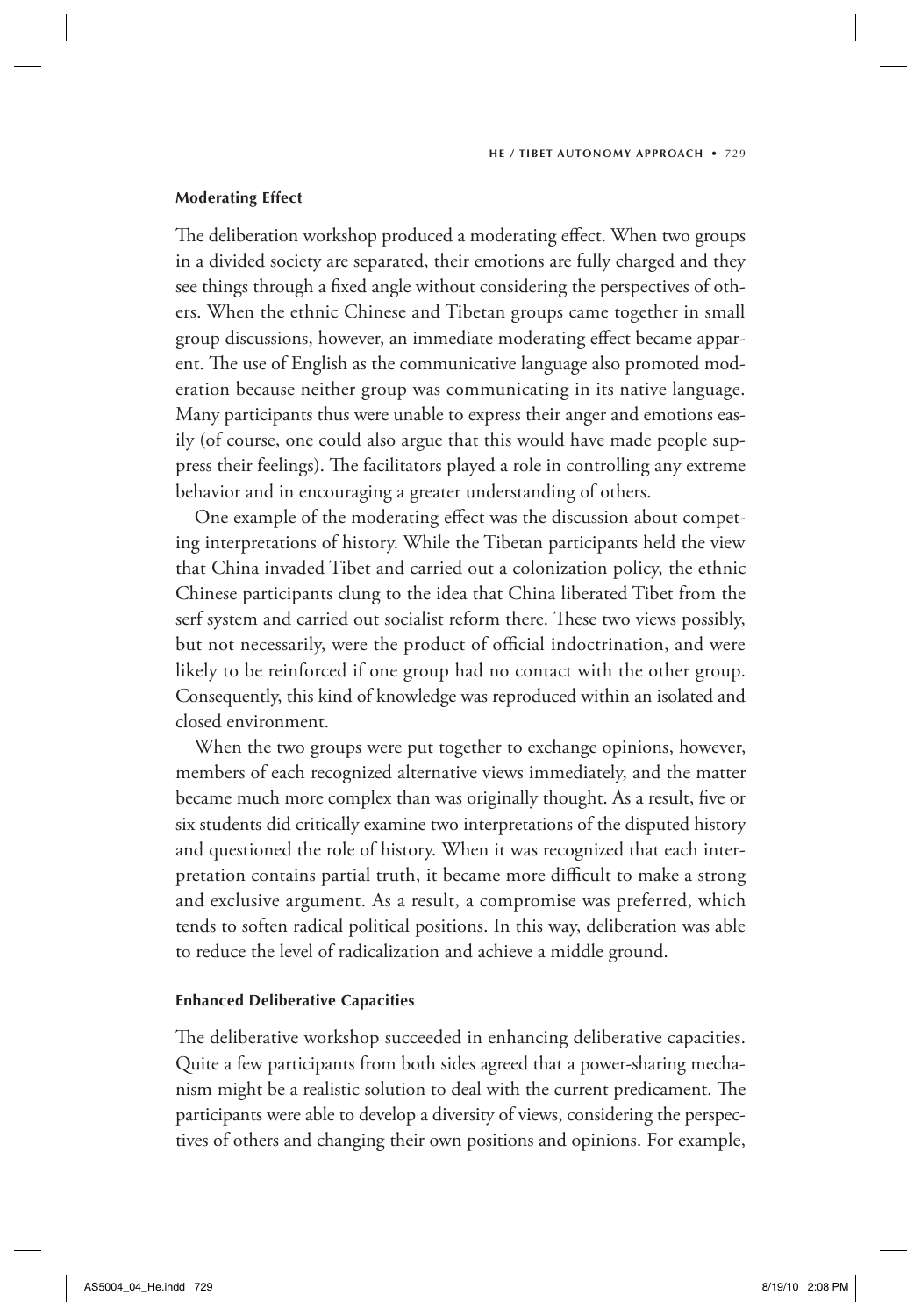### Moderating Effect

The deliberation workshop produced a moderating effect. When two groups in a divided society are separated, their emotions are fully charged and they see things through a fixed angle without considering the perspectives of others. When the ethnic Chinese and Tibetan groups came together in small group discussions, however, an immediate moderating effect became apparent. The use of English as the communicative language also promoted moderation because neither group was communicating in its native language. Many participants thus were unable to express their anger and emotions easily (of course, one could also argue that this would have made people suppress their feelings). The facilitators played a role in controlling any extreme behavior and in encouraging a greater understanding of others.

One example of the moderating effect was the discussion about competing interpretations of history. While the Tibetan participants held the view that China invaded Tibet and carried out a colonization policy, the ethnic Chinese participants clung to the idea that China liberated Tibet from the serf system and carried out socialist reform there. These two views possibly, but not necessarily, were the product of official indoctrination, and were likely to be reinforced if one group had no contact with the other group. Consequently, this kind of knowledge was reproduced within an isolated and closed environment.

When the two groups were put together to exchange opinions, however, members of each recognized alternative views immediately, and the matter became much more complex than was originally thought. As a result, five or six students did critically examine two interpretations of the disputed history and questioned the role of history. When it was recognized that each interpretation contains partial truth, it became more difficult to make a strong and exclusive argument. As a result, a compromise was preferred, which tends to soften radical political positions. In this way, deliberation was able to reduce the level of radicalization and achieve a middle ground.

### Enhanced Deliberative Capacities

The deliberative workshop succeeded in enhancing deliberative capacities. Quite a few participants from both sides agreed that a power-sharing mechanism might be a realistic solution to deal with the current predicament. The participants were able to develop a diversity of views, considering the perspectives of others and changing their own positions and opinions. For example,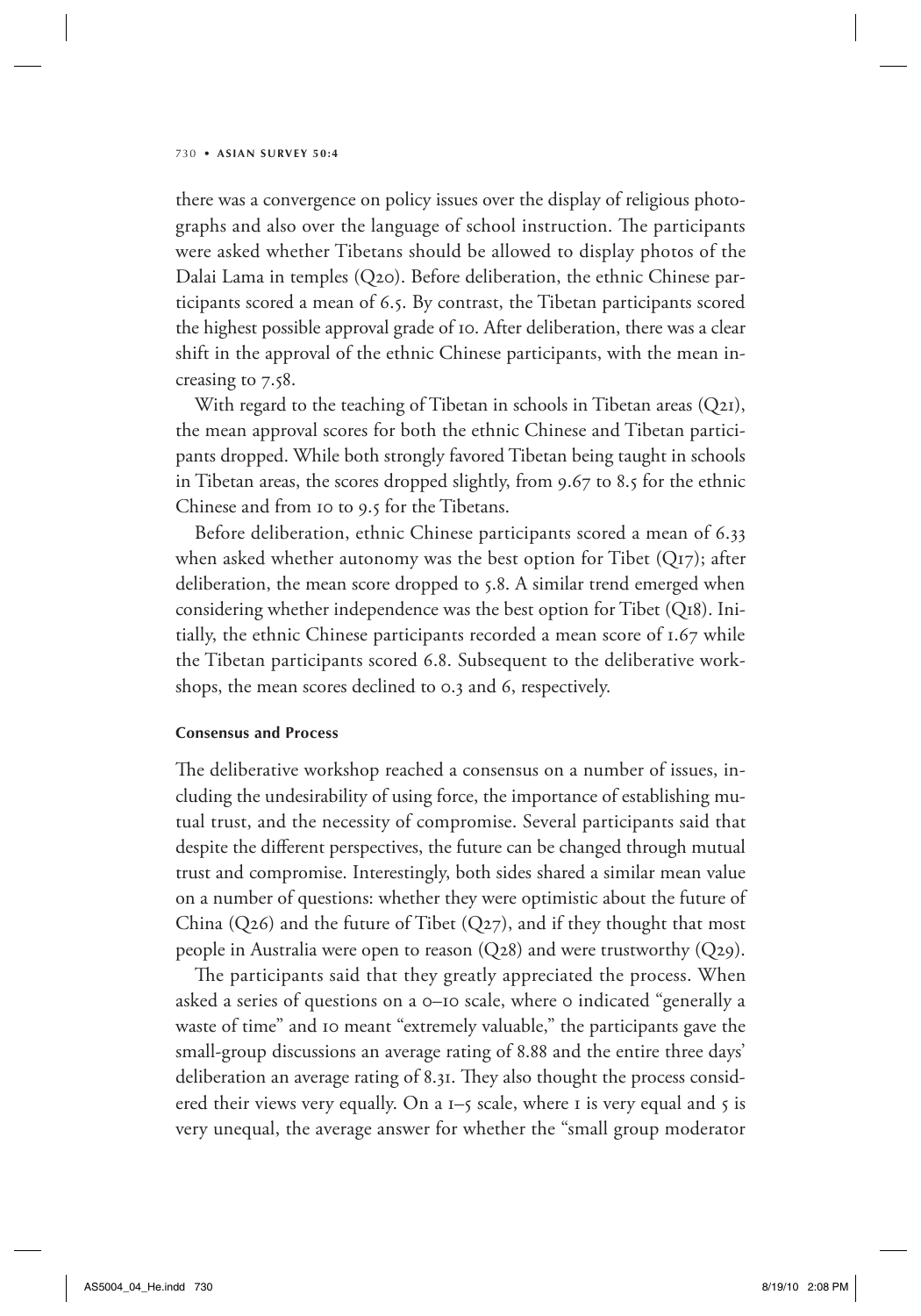there was a convergence on policy issues over the display of religious photographs and also over the language of school instruction. The participants were asked whether Tibetans should be allowed to display photos of the Dalai Lama in temples (Q20). Before deliberation, the ethnic Chinese participants scored a mean of 6.5. By contrast, the Tibetan participants scored the highest possible approval grade of 10. After deliberation, there was a clear shift in the approval of the ethnic Chinese participants, with the mean increasing to 7.58.

With regard to the teaching of Tibetan in schools in Tibetan areas (Q21), the mean approval scores for both the ethnic Chinese and Tibetan participants dropped. While both strongly favored Tibetan being taught in schools in Tibetan areas, the scores dropped slightly, from 9.67 to 8.5 for the ethnic Chinese and from 10 to 9.5 for the Tibetans.

Before deliberation, ethnic Chinese participants scored a mean of 6.33 when asked whether autonomy was the best option for Tibet (Q17); after deliberation, the mean score dropped to 5.8. A similar trend emerged when considering whether independence was the best option for Tibet (Q18). Initially, the ethnic Chinese participants recorded a mean score of 1.67 while the Tibetan participants scored 6.8. Subsequent to the deliberative workshops, the mean scores declined to 0.3 and 6, respectively.

#### Consensus and Process

The deliberative workshop reached a consensus on a number of issues, including the undesirability of using force, the importance of establishing mutual trust, and the necessity of compromise. Several participants said that despite the different perspectives, the future can be changed through mutual trust and compromise. Interestingly, both sides shared a similar mean value on a number of questions: whether they were optimistic about the future of China (Q26) and the future of Tibet (Q27), and if they thought that most people in Australia were open to reason (Q28) and were trustworthy (Q29).

The participants said that they greatly appreciated the process. When asked a series of questions on a 0–10 scale, where 0 indicated "generally a waste of time" and 10 meant "extremely valuable," the participants gave the small-group discussions an average rating of 8.88 and the entire three days' deliberation an average rating of 8.31. They also thought the process considered their views very equally. On a 1–5 scale, where 1 is very equal and 5 is very unequal, the average answer for whether the "small group moderator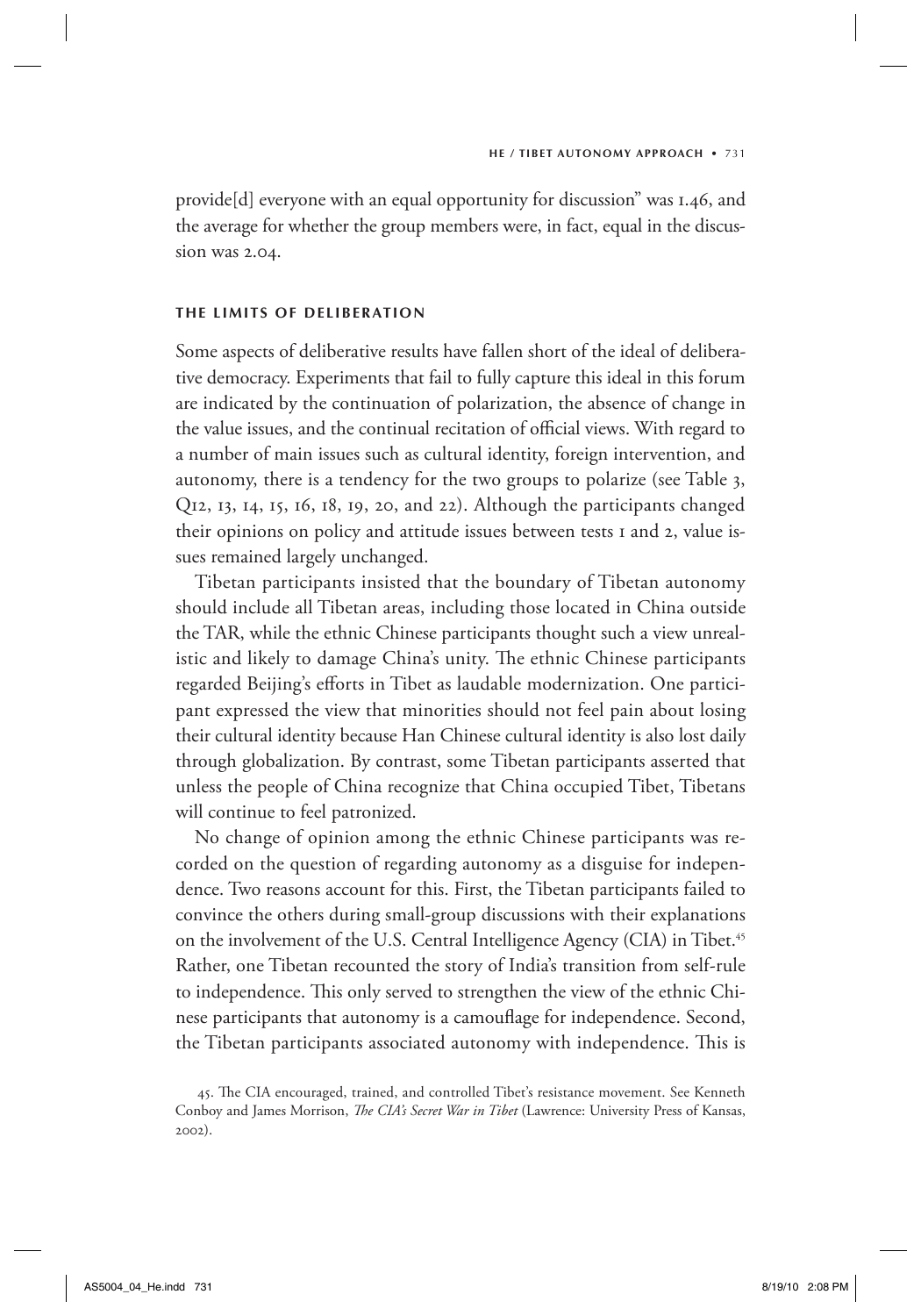provide[d] everyone with an equal opportunity for discussion" was 1.46, and the average for whether the group members were, in fact, equal in the discussion was 2.04.

### THE LIMITS OF DELIBERATION

Some aspects of deliberative results have fallen short of the ideal of deliberative democracy. Experiments that fail to fully capture this ideal in this forum are indicated by the continuation of polarization, the absence of change in the value issues, and the continual recitation of official views. With regard to a number of main issues such as cultural identity, foreign intervention, and autonomy, there is a tendency for the two groups to polarize (see Table 3, Q12, 13, 14, 15, 16, 18, 19, 20, and 22). Although the participants changed their opinions on policy and attitude issues between tests 1 and 2, value issues remained largely unchanged.

Tibetan participants insisted that the boundary of Tibetan autonomy should include all Tibetan areas, including those located in China outside the TAR, while the ethnic Chinese participants thought such a view unrealistic and likely to damage China's unity. The ethnic Chinese participants regarded Beijing's efforts in Tibet as laudable modernization. One participant expressed the view that minorities should not feel pain about losing their cultural identity because Han Chinese cultural identity is also lost daily through globalization. By contrast, some Tibetan participants asserted that unless the people of China recognize that China occupied Tibet, Tibetans will continue to feel patronized.

No change of opinion among the ethnic Chinese participants was recorded on the question of regarding autonomy as a disguise for independence. Two reasons account for this. First, the Tibetan participants failed to convince the others during small-group discussions with their explanations on the involvement of the U.S. Central Intelligence Agency (CIA) in Tibet.[45] Rather, one Tibetan recounted the story of India's transition from self-rule to independence. This only served to strengthen the view of the ethnic Chinese participants that autonomy is a camouflage for independence. Second, the Tibetan participants associated autonomy with independence. This is

45. The CIA encouraged, trained, and controlled Tibet's resistance movement. See Kenneth Conboy and James Morrison, *The CIA's Secret War in Tibet* (Lawrence: University Press of Kansas, 2002).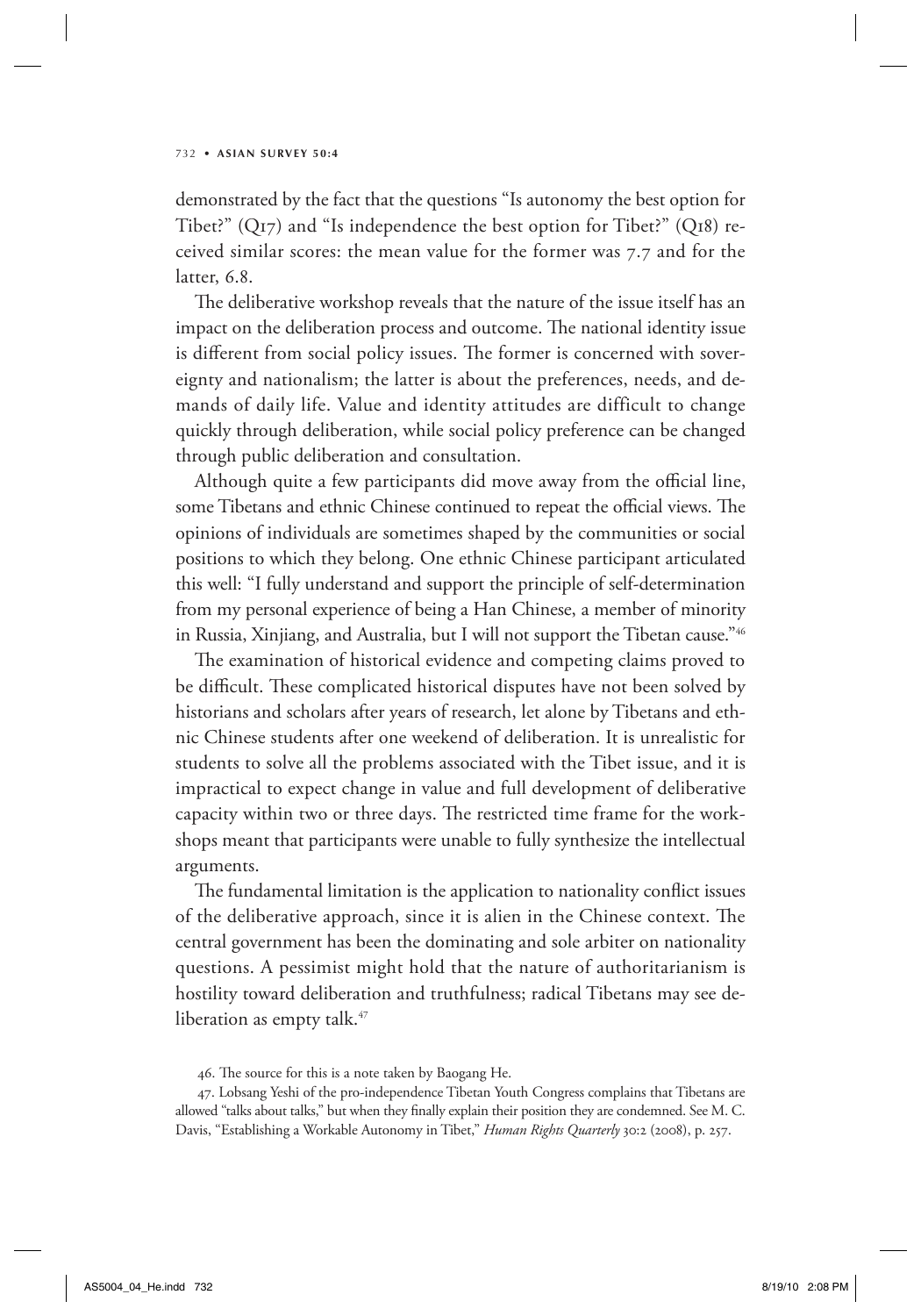demonstrated by the fact that the questions "Is autonomy the best option for Tibet?" (Q17) and "Is independence the best option for Tibet?" (Q18) received similar scores: the mean value for the former was 7.7 and for the latter, 6.8.

The deliberative workshop reveals that the nature of the issue itself has an impact on the deliberation process and outcome. The national identity issue is different from social policy issues. The former is concerned with sovereignty and nationalism; the latter is about the preferences, needs, and demands of daily life. Value and identity attitudes are difficult to change quickly through deliberation, while social policy preference can be changed through public deliberation and consultation.

Although quite a few participants did move away from the official line, some Tibetans and ethnic Chinese continued to repeat the official views. The opinions of individuals are sometimes shaped by the communities or social positions to which they belong. One ethnic Chinese participant articulated this well: "I fully understand and support the principle of self-determination from my personal experience of being a Han Chinese, a member of minority in Russia, Xinjiang, and Australia, but I will not support the Tibetan cause."[46]

The examination of historical evidence and competing claims proved to be difficult. These complicated historical disputes have not been solved by historians and scholars after years of research, let alone by Tibetans and ethnic Chinese students after one weekend of deliberation. It is unrealistic for students to solve all the problems associated with the Tibet issue, and it is impractical to expect change in value and full development of deliberative capacity within two or three days. The restricted time frame for the workshops meant that participants were unable to fully synthesize the intellectual arguments.

The fundamental limitation is the application to nationality conflict issues of the deliberative approach, since it is alien in the Chinese context. The central government has been the dominating and sole arbiter on nationality questions. A pessimist might hold that the nature of authoritarianism is hostility toward deliberation and truthfulness; radical Tibetans may see deliberation as empty talk.[47]

46. The source for this is a note taken by Baogang He.

47. Lobsang Yeshi of the pro-independence Tibetan Youth Congress complains that Tibetans are allowed "talks about talks," but when they finally explain their position they are condemned. See M. C. Davis, "Establishing a Workable Autonomy in Tibet," *Human Rights Quarterly* 30:2 (2008), p. 257.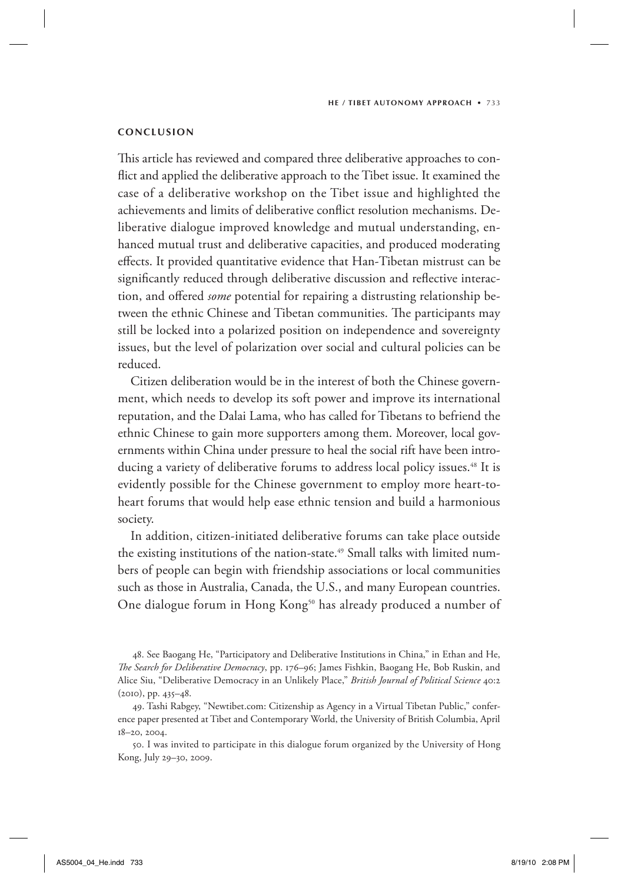## CONCLUSION

This article has reviewed and compared three deliberative approaches to conflict and applied the deliberative approach to the Tibet issue. It examined the case of a deliberative workshop on the Tibet issue and highlighted the achievements and limits of deliberative conflict resolution mechanisms. Deliberative dialogue improved knowledge and mutual understanding, enhanced mutual trust and deliberative capacities, and produced moderating effects. It provided quantitative evidence that Han-Tibetan mistrust can be significantly reduced through deliberative discussion and reflective interaction, and offered *some* potential for repairing a distrusting relationship between the ethnic Chinese and Tibetan communities. The participants may still be locked into a polarized position on independence and sovereignty issues, but the level of polarization over social and cultural policies can be reduced.

Citizen deliberation would be in the interest of both the Chinese government, which needs to develop its soft power and improve its international reputation, and the Dalai Lama, who has called for Tibetans to befriend the ethnic Chinese to gain more supporters among them. Moreover, local governments within China under pressure to heal the social rift have been introducing a variety of deliberative forums to address local policy issues.[48] It is evidently possible for the Chinese government to employ more heart-to-heart forums that would help ease ethnic tension and build a harmonious society.

In addition, citizen-initiated deliberative forums can take place outside the existing institutions of the nation-state.[49] Small talks with limited numbers of people can begin with friendship associations or local communities such as those in Australia, Canada, the U.S., and many European countries. One dialogue forum in Hong Kong[50] has already produced a number of

48. See Baogang He, "Participatory and Deliberative Institutions in China," in Ethan and He, *The Search for Deliberative Democracy*, pp. 176–96; James Fishkin, Baogang He, Bob Ruskin, and Alice Siu, "Deliberative Democracy in an Unlikely Place," *British Journal of Political Science* 40:2 (2010), pp. 435–48.

49. Tashi Rabgey, "Newtibet.com: Citizenship as Agency in a Virtual Tibetan Public," conference paper presented at Tibet and Contemporary World, the University of British Columbia, April 18–20, 2004.

50. I was invited to participate in this dialogue forum organized by the University of Hong Kong, July 29–30, 2009.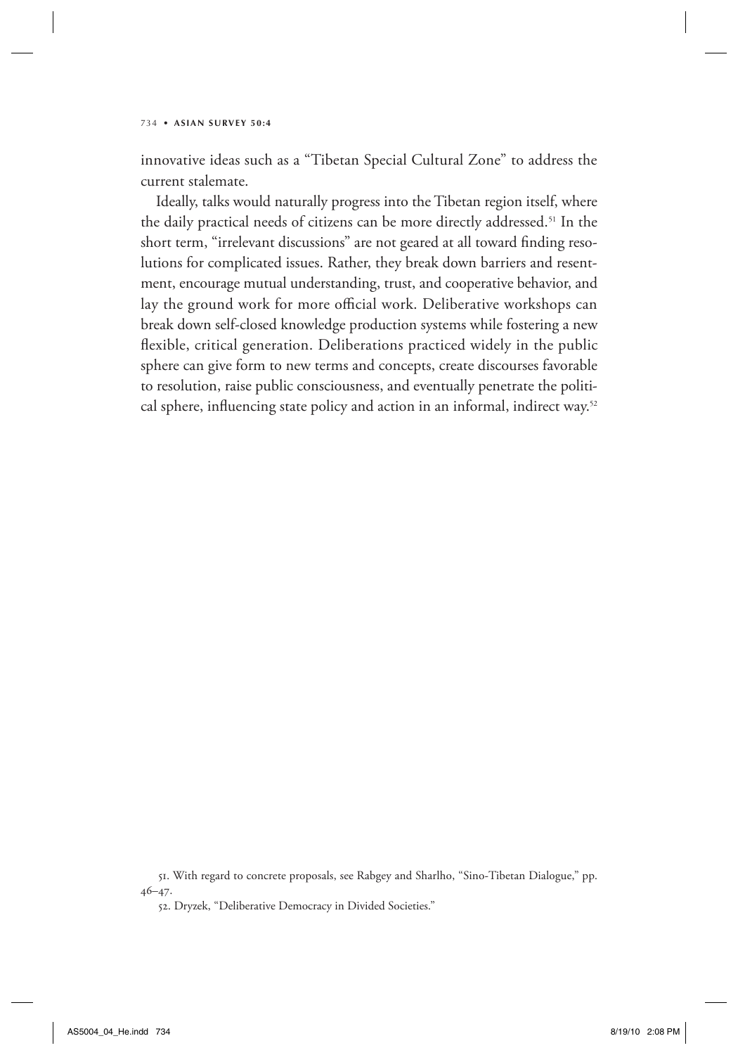innovative ideas such as a "Tibetan Special Cultural Zone" to address the current stalemate.

Ideally, talks would naturally progress into the Tibetan region itself, where the daily practical needs of citizens can be more directly addressed.[51] In the short term, "irrelevant discussions" are not geared at all toward finding resolutions for complicated issues. Rather, they break down barriers and resentment, encourage mutual understanding, trust, and cooperative behavior, and lay the ground work for more official work. Deliberative workshops can break down self-closed knowledge production systems while fostering a new flexible, critical generation. Deliberations practiced widely in the public sphere can give form to new terms and concepts, create discourses favorable to resolution, raise public consciousness, and eventually penetrate the political sphere, influencing state policy and action in an informal, indirect way.[52]

51. With regard to concrete proposals, see Rabgey and Sharlho, "Sino-Tibetan Dialogue," pp. 46–47.

52. Dryzek, "Deliberative Democracy in Divided Societies."